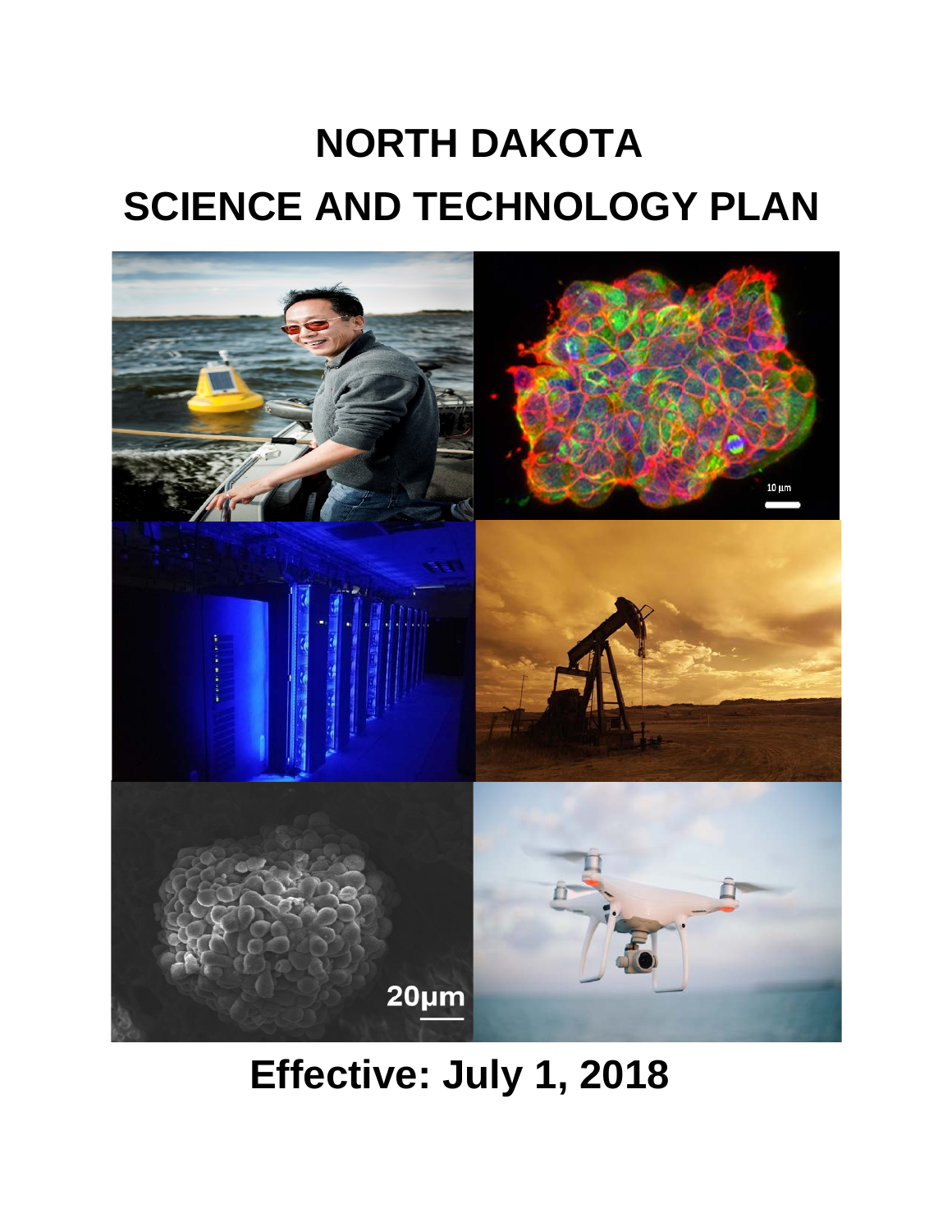# NORTH DAKOTA
# SCIENCE AND TECHNOLOGY PLAN

**Effective: July 1, 2018**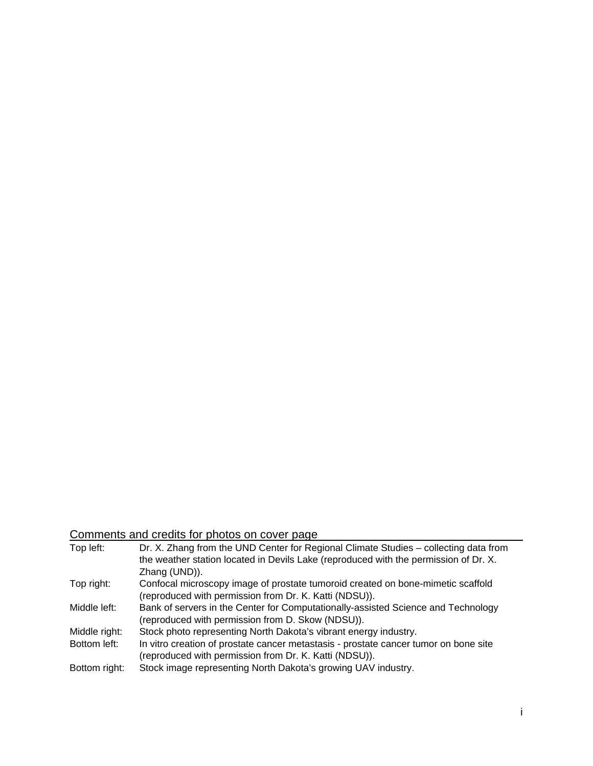## Comments and credits for photos on cover page

| | |
|---|---|
| Top left: | Dr. X. Zhang from the UND Center for Regional Climate Studies – collecting data from the weather station located in Devils Lake (reproduced with the permission of Dr. X. Zhang (UND)). |
| Top right: | Confocal microscopy image of prostate tumoroid created on bone-mimetic scaffold (reproduced with permission from Dr. K. Katti (NDSU)). |
| Middle left: | Bank of servers in the Center for Computationally-assisted Science and Technology (reproduced with permission from D. Skow (NDSU)). |
| Middle right: | Stock photo representing North Dakota's vibrant energy industry. |
| Bottom left: | In vitro creation of prostate cancer metastasis - prostate cancer tumor on bone site (reproduced with permission from Dr. K. Katti (NDSU)). |
| Bottom right: | Stock image representing North Dakota's growing UAV industry. |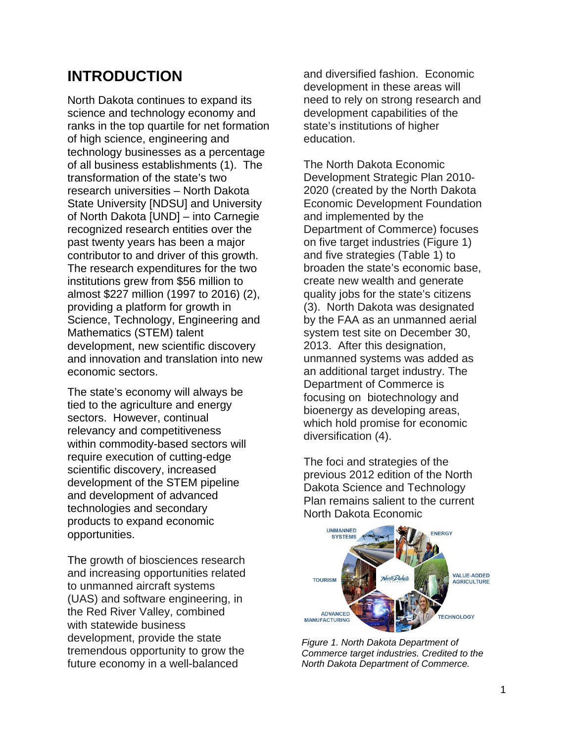# INTRODUCTION

North Dakota continues to expand its science and technology economy and ranks in the top quartile for net formation of high science, engineering and technology businesses as a percentage of all business establishments (1). The transformation of the state's two research universities – North Dakota State University [NDSU] and University of North Dakota [UND] – into Carnegie recognized research entities over the past twenty years has been a major contributor to and driver of this growth. The research expenditures for the two institutions grew from $56 million to almost $227 million (1997 to 2016) (2), providing a platform for growth in Science, Technology, Engineering and Mathematics (STEM) talent development, new scientific discovery and innovation and translation into new economic sectors.

The state's economy will always be tied to the agriculture and energy sectors. However, continual relevancy and competitiveness within commodity-based sectors will require execution of cutting-edge scientific discovery, increased development of the STEM pipeline and development of advanced technologies and secondary products to expand economic opportunities.

The growth of biosciences research and increasing opportunities related to unmanned aircraft systems (UAS) and software engineering, in the Red River Valley, combined with statewide business development, provide the state tremendous opportunity to grow the future economy in a well-balanced and diversified fashion. Economic development in these areas will need to rely on strong research and development capabilities of the state's institutions of higher education.

The North Dakota Economic Development Strategic Plan 2010-2020 (created by the North Dakota Economic Development Foundation and implemented by the Department of Commerce) focuses on five target industries (Figure 1) and five strategies (Table 1) to broaden the state's economic base, create new wealth and generate quality jobs for the state's citizens (3). North Dakota was designated by the FAA as an unmanned aerial system test site on December 30, 2013. After this designation, unmanned systems was added as an additional target industry. The Department of Commerce is focusing on biotechnology and bioenergy as developing areas, which hold promise for economic diversification (4).

The foci and strategies of the previous 2012 edition of the North Dakota Science and Technology Plan remains salient to the current North Dakota Economic

UNMANNED SYSTEMS
ENERGY
TOURISM
VALUE-ADDED AGRICULTURE
ADVANCED MANUFACTURING
TECHNOLOGY

*Figure 1. North Dakota Department of Commerce target industries. Credited to the North Dakota Department of Commerce.*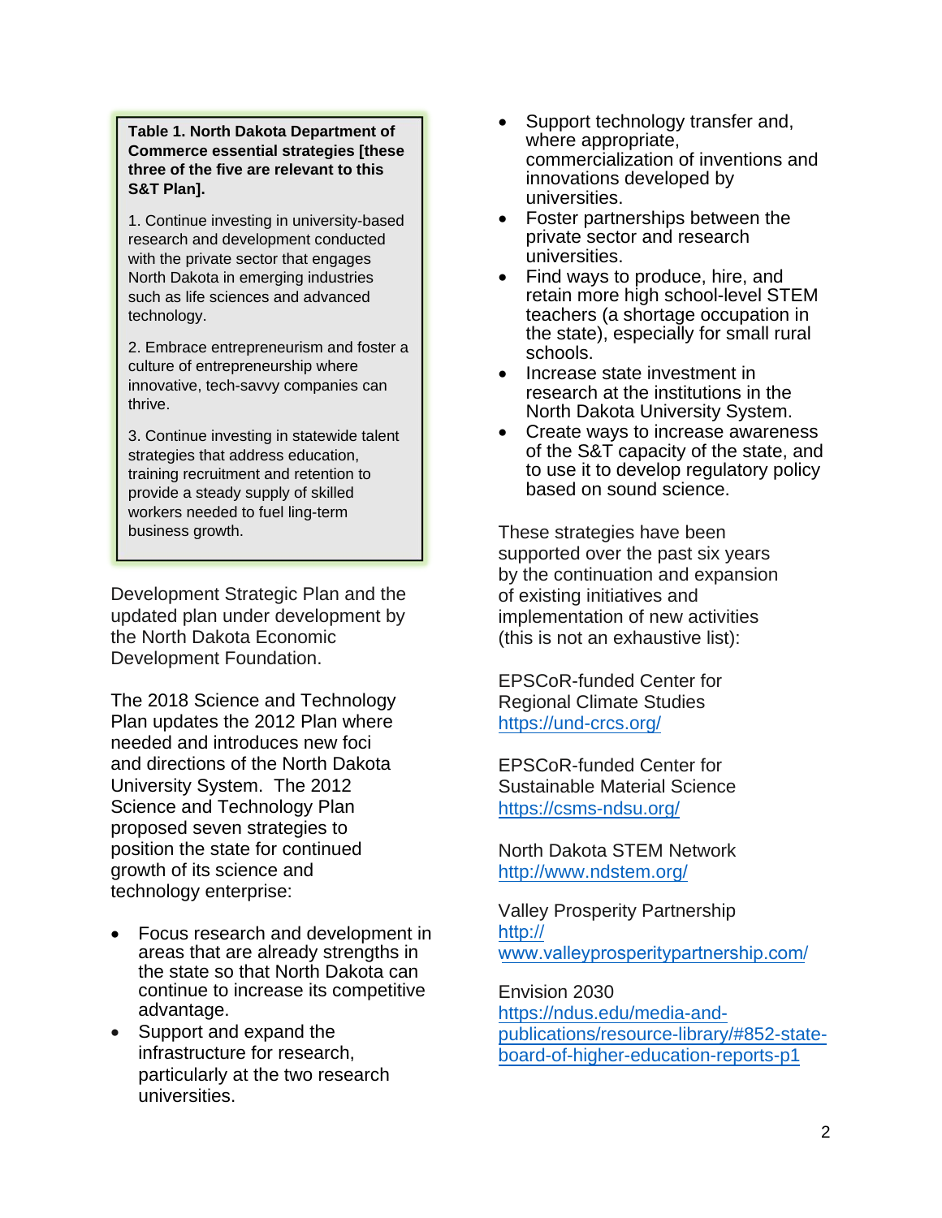**Table 1. North Dakota Department of Commerce essential strategies [these three of the five are relevant to this S&T Plan].**

1. Continue investing in university-based research and development conducted with the private sector that engages North Dakota in emerging industries such as life sciences and advanced technology.

2. Embrace entrepreneurism and foster a culture of entrepreneurship where innovative, tech-savvy companies can thrive.

3. Continue investing in statewide talent strategies that address education, training recruitment and retention to provide a steady supply of skilled workers needed to fuel ling-term business growth.

Development Strategic Plan and the updated plan under development by the North Dakota Economic Development Foundation.

The 2018 Science and Technology Plan updates the 2012 Plan where needed and introduces new foci and directions of the North Dakota University System. The 2012 Science and Technology Plan proposed seven strategies to position the state for continued growth of its science and technology enterprise:

- Focus research and development in areas that are already strengths in the state so that North Dakota can continue to increase its competitive advantage.
- Support and expand the infrastructure for research, particularly at the two research universities.
- Support technology transfer and, where appropriate, commercialization of inventions and innovations developed by universities.
- Foster partnerships between the private sector and research universities.
- Find ways to produce, hire, and retain more high school-level STEM teachers (a shortage occupation in the state), especially for small rural schools.
- Increase state investment in research at the institutions in the North Dakota University System.
- Create ways to increase awareness of the S&T capacity of the state, and to use it to develop regulatory policy based on sound science.

These strategies have been supported over the past six years by the continuation and expansion of existing initiatives and implementation of new activities (this is not an exhaustive list):

EPSCoR-funded Center for Regional Climate Studies
https://und-crcs.org/

EPSCoR-funded Center for Sustainable Material Science
https://csms-ndsu.org/

North Dakota STEM Network
http://www.ndstem.org/

Valley Prosperity Partnership
http://www.valleyprosperitypartnership.com/

Envision 2030
https://ndus.edu/media-and-publications/resource-library/#852-state-board-of-higher-education-reports-p1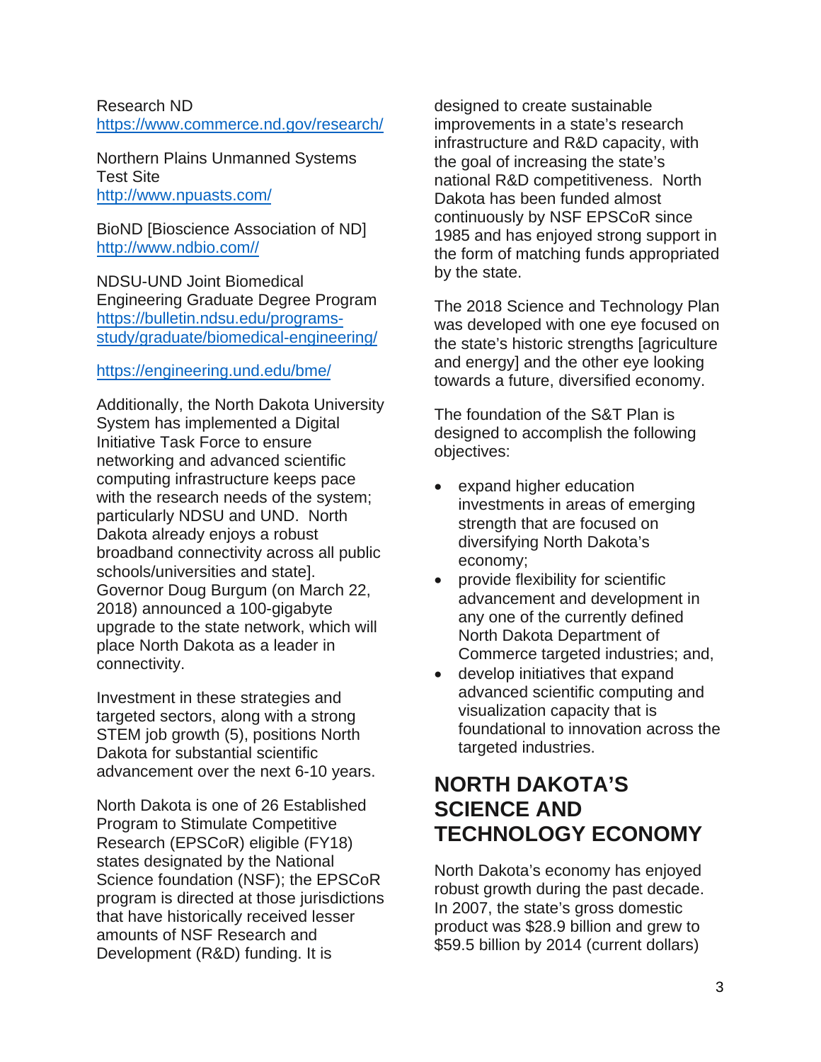Research ND
https://www.commerce.nd.gov/research/

Northern Plains Unmanned Systems Test Site
http://www.npuasts.com/

BioND [Bioscience Association of ND]
http://www.ndbio.com//

NDSU-UND Joint Biomedical Engineering Graduate Degree Program
https://bulletin.ndsu.edu/programs-study/graduate/biomedical-engineering/

https://engineering.und.edu/bme/

Additionally, the North Dakota University System has implemented a Digital Initiative Task Force to ensure networking and advanced scientific computing infrastructure keeps pace with the research needs of the system; particularly NDSU and UND. North Dakota already enjoys a robust broadband connectivity across all public schools/universities and state]. Governor Doug Burgum (on March 22, 2018) announced a 100-gigabyte upgrade to the state network, which will place North Dakota as a leader in connectivity.

Investment in these strategies and targeted sectors, along with a strong STEM job growth (5), positions North Dakota for substantial scientific advancement over the next 6-10 years.

North Dakota is one of 26 Established Program to Stimulate Competitive Research (EPSCoR) eligible (FY18) states designated by the National Science foundation (NSF); the EPSCoR program is directed at those jurisdictions that have historically received lesser amounts of NSF Research and Development (R&D) funding. It is designed to create sustainable improvements in a state's research infrastructure and R&D capacity, with the goal of increasing the state's national R&D competitiveness. North Dakota has been funded almost continuously by NSF EPSCoR since 1985 and has enjoyed strong support in the form of matching funds appropriated by the state.

The 2018 Science and Technology Plan was developed with one eye focused on the state's historic strengths [agriculture and energy] and the other eye looking towards a future, diversified economy.

The foundation of the S&T Plan is designed to accomplish the following objectives:

- expand higher education investments in areas of emerging strength that are focused on diversifying North Dakota's economy;
- provide flexibility for scientific advancement and development in any one of the currently defined North Dakota Department of Commerce targeted industries; and,
- develop initiatives that expand advanced scientific computing and visualization capacity that is foundational to innovation across the targeted industries.

## NORTH DAKOTA'S SCIENCE AND TECHNOLOGY ECONOMY

North Dakota's economy has enjoyed robust growth during the past decade. In 2007, the state's gross domestic product was $28.9 billion and grew to $59.5 billion by 2014 (current dollars)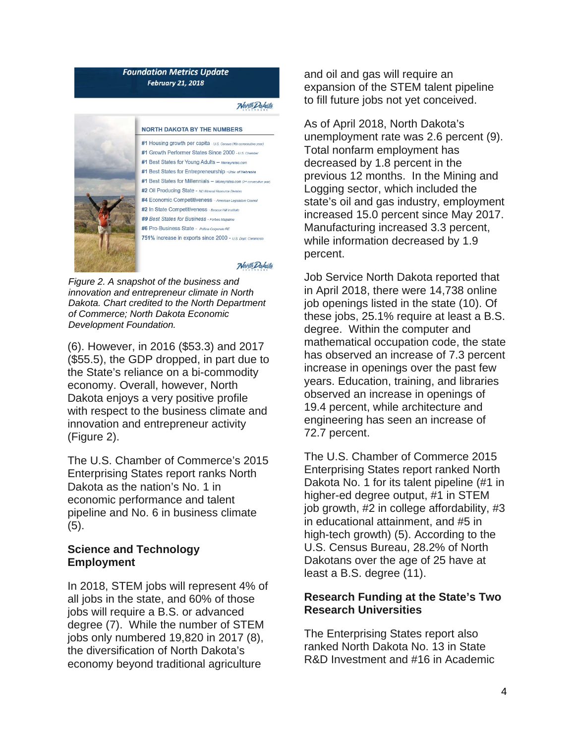*Figure 2. A snapshot of the business and innovation and entrepreneur climate in North Dakota. Chart credited to the North Department of Commerce; North Dakota Economic Development Foundation.*

(6). However, in 2016 ($53.3) and 2017 ($55.5), the GDP dropped, in part due to the State's reliance on a bi-commodity economy. Overall, however, North Dakota enjoys a very positive profile with respect to the business climate and innovation and entrepreneur activity (Figure 2).

The U.S. Chamber of Commerce's 2015 Enterprising States report ranks North Dakota as the nation's No. 1 in economic performance and talent pipeline and No. 6 in business climate (5).

**Science and Technology Employment**

In 2018, STEM jobs will represent 4% of all jobs in the state, and 60% of those jobs will require a B.S. or advanced degree (7). While the number of STEM jobs only numbered 19,820 in 2017 (8), the diversification of North Dakota's economy beyond traditional agriculture and oil and gas will require an expansion of the STEM talent pipeline to fill future jobs not yet conceived.

As of April 2018, North Dakota's unemployment rate was 2.6 percent (9). Total nonfarm employment has decreased by 1.8 percent in the previous 12 months. In the Mining and Logging sector, which included the state's oil and gas industry, employment increased 15.0 percent since May 2017. Manufacturing increased 3.3 percent, while information decreased by 1.9 percent.

Job Service North Dakota reported that in April 2018, there were 14,738 online job openings listed in the state (10). Of these jobs, 25.1% require at least a B.S. degree. Within the computer and mathematical occupation code, the state has observed an increase of 7.3 percent increase in openings over the past few years. Education, training, and libraries observed an increase in openings of 19.4 percent, while architecture and engineering has seen an increase of 72.7 percent.

The U.S. Chamber of Commerce 2015 Enterprising States report ranked North Dakota No. 1 for its talent pipeline (#1 in higher-ed degree output, #1 in STEM job growth, #2 in college affordability, #3 in educational attainment, and #5 in high-tech growth) (5). According to the U.S. Census Bureau, 28.2% of North Dakotans over the age of 25 have at least a B.S. degree (11).

**Research Funding at the State's Two Research Universities**

The Enterprising States report also ranked North Dakota No. 13 in State R&D Investment and #16 in Academic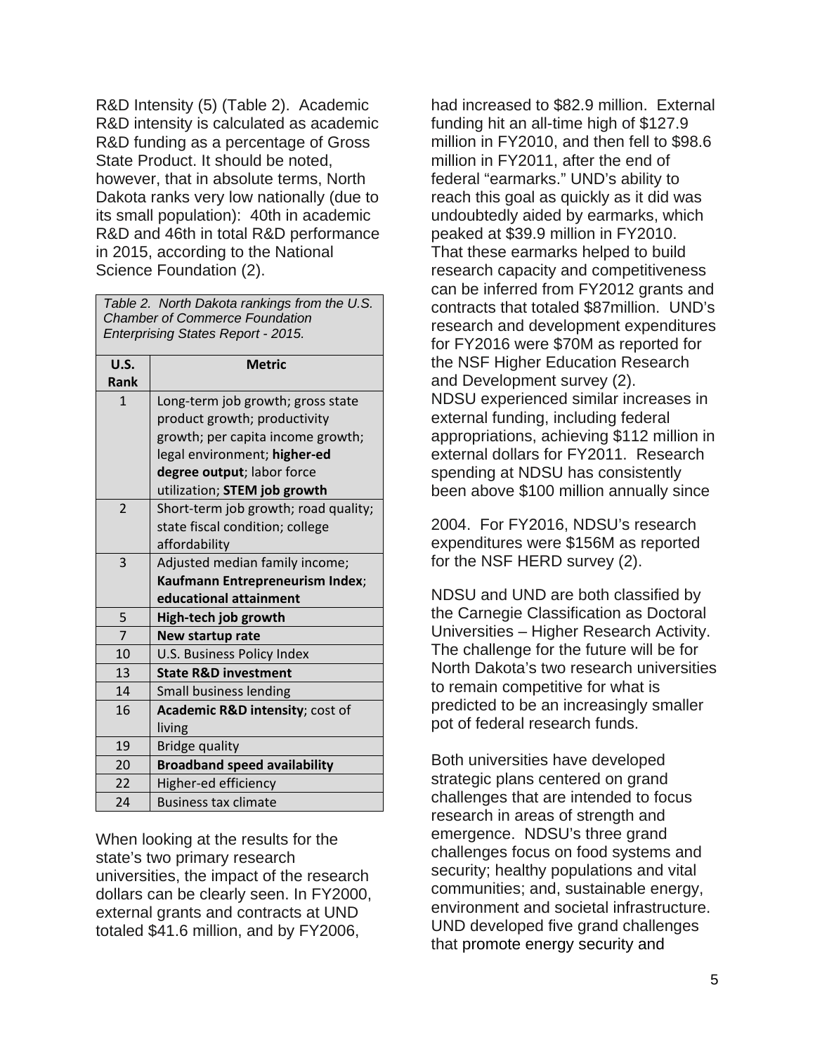R&D Intensity (5) (Table 2). Academic R&D intensity is calculated as academic R&D funding as a percentage of Gross State Product. It should be noted, however, that in absolute terms, North Dakota ranks very low nationally (due to its small population): 40th in academic R&D and 46th in total R&D performance in 2015, according to the National Science Foundation (2).

*Table 2. North Dakota rankings from the U.S. Chamber of Commerce Foundation Enterprising States Report - 2015.*

| U.S. Rank | Metric |
|---|---|
| 1 | Long-term job growth; gross state product growth; productivity growth; per capita income growth; legal environment; **higher-ed degree output**; labor force utilization; **STEM job growth** |
| 2 | Short-term job growth; road quality; state fiscal condition; college affordability |
| 3 | Adjusted median family income; **Kaufmann Entrepreneurism Index**; **educational attainment** |
| 5 | **High-tech job growth** |
| 7 | **New startup rate** |
| 10 | U.S. Business Policy Index |
| 13 | **State R&D investment** |
| 14 | Small business lending |
| 16 | **Academic R&D intensity**; cost of living |
| 19 | Bridge quality |
| 20 | **Broadband speed availability** |
| 22 | Higher-ed efficiency |
| 24 | Business tax climate |

When looking at the results for the state's two primary research universities, the impact of the research dollars can be clearly seen. In FY2000, external grants and contracts at UND totaled $41.6 million, and by FY2006, had increased to $82.9 million. External funding hit an all-time high of $127.9 million in FY2010, and then fell to $98.6 million in FY2011, after the end of federal "earmarks." UND's ability to reach this goal as quickly as it did was undoubtedly aided by earmarks, which peaked at $39.9 million in FY2010. That these earmarks helped to build research capacity and competitiveness can be inferred from FY2012 grants and contracts that totaled $87million. UND's research and development expenditures for FY2016 were $70M as reported for the NSF Higher Education Research and Development survey (2).
NDSU experienced similar increases in external funding, including federal appropriations, achieving $112 million in external dollars for FY2011. Research spending at NDSU has consistently been above $100 million annually since 2004. For FY2016, NDSU's research expenditures were $156M as reported for the NSF HERD survey (2).

NDSU and UND are both classified by the Carnegie Classification as Doctoral Universities – Higher Research Activity. The challenge for the future will be for North Dakota's two research universities to remain competitive for what is predicted to be an increasingly smaller pot of federal research funds.

Both universities have developed strategic plans centered on grand challenges that are intended to focus research in areas of strength and emergence. NDSU's three grand challenges focus on food systems and security; healthy populations and vital communities; and, sustainable energy, environment and societal infrastructure. UND developed five grand challenges that promote energy security and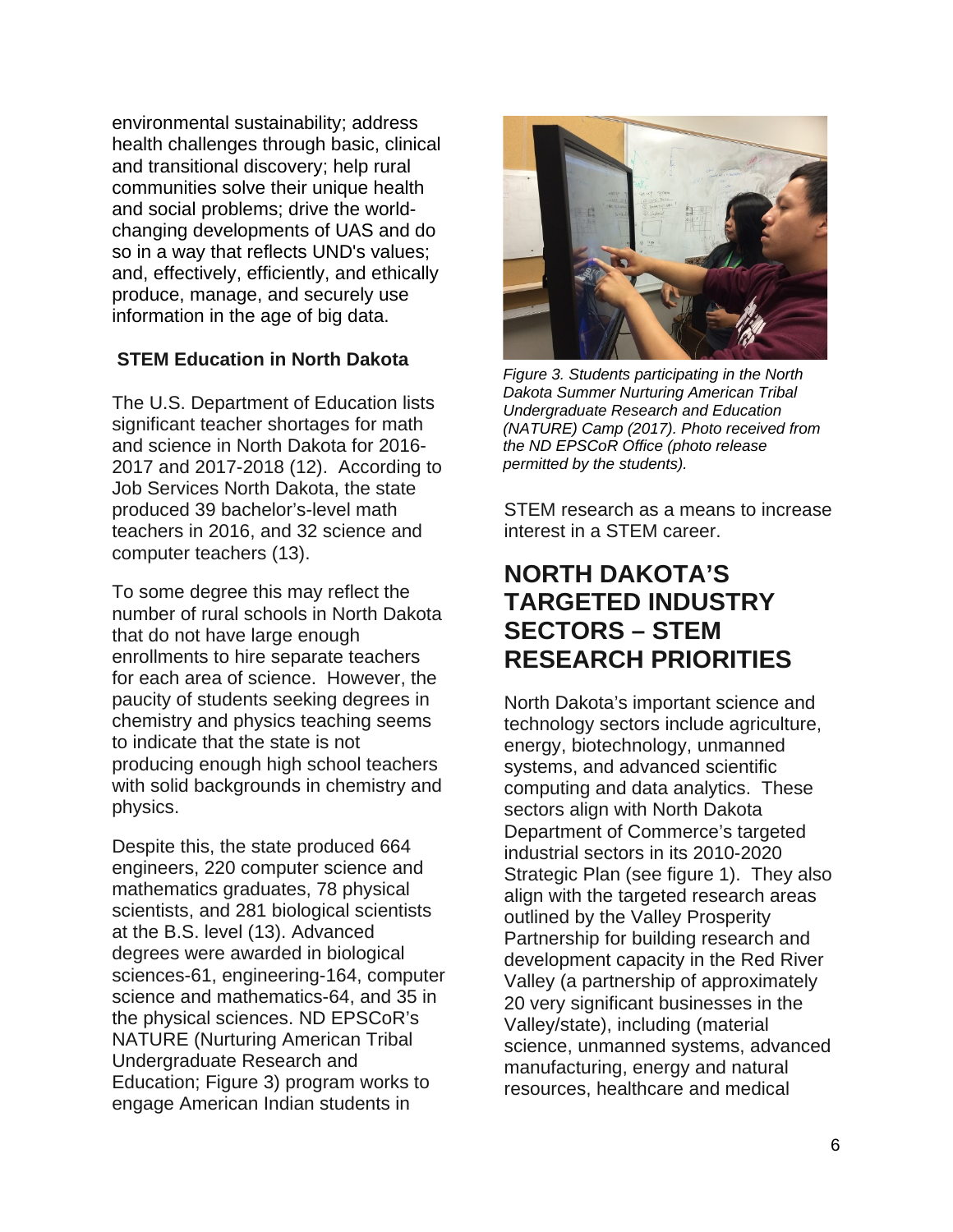environmental sustainability; address health challenges through basic, clinical and transitional discovery; help rural communities solve their unique health and social problems; drive the world-changing developments of UAS and do so in a way that reflects UND's values; and, effectively, efficiently, and ethically produce, manage, and securely use information in the age of big data.

### STEM Education in North Dakota

The U.S. Department of Education lists significant teacher shortages for math and science in North Dakota for 2016-2017 and 2017-2018 (12). According to Job Services North Dakota, the state produced 39 bachelor's-level math teachers in 2016, and 32 science and computer teachers (13).

To some degree this may reflect the number of rural schools in North Dakota that do not have large enough enrollments to hire separate teachers for each area of science. However, the paucity of students seeking degrees in chemistry and physics teaching seems to indicate that the state is not producing enough high school teachers with solid backgrounds in chemistry and physics.

Despite this, the state produced 664 engineers, 220 computer science and mathematics graduates, 78 physical scientists, and 281 biological scientists at the B.S. level (13). Advanced degrees were awarded in biological sciences-61, engineering-164, computer science and mathematics-64, and 35 in the physical sciences. ND EPSCoR's NATURE (Nurturing American Tribal Undergraduate Research and Education; Figure 3) program works to engage American Indian students in STEM research as a means to increase interest in a STEM career.

*Figure 3. Students participating in the North Dakota Summer Nurturing American Tribal Undergraduate Research and Education (NATURE) Camp (2017). Photo received from the ND EPSCoR Office (photo release permitted by the students).*

## NORTH DAKOTA'S TARGETED INDUSTRY SECTORS – STEM RESEARCH PRIORITIES

North Dakota's important science and technology sectors include agriculture, energy, biotechnology, unmanned systems, and advanced scientific computing and data analytics. These sectors align with North Dakota Department of Commerce's targeted industrial sectors in its 2010-2020 Strategic Plan (see figure 1). They also align with the targeted research areas outlined by the Valley Prosperity Partnership for building research and development capacity in the Red River Valley (a partnership of approximately 20 very significant businesses in the Valley/state), including (material science, unmanned systems, advanced manufacturing, energy and natural resources, healthcare and medical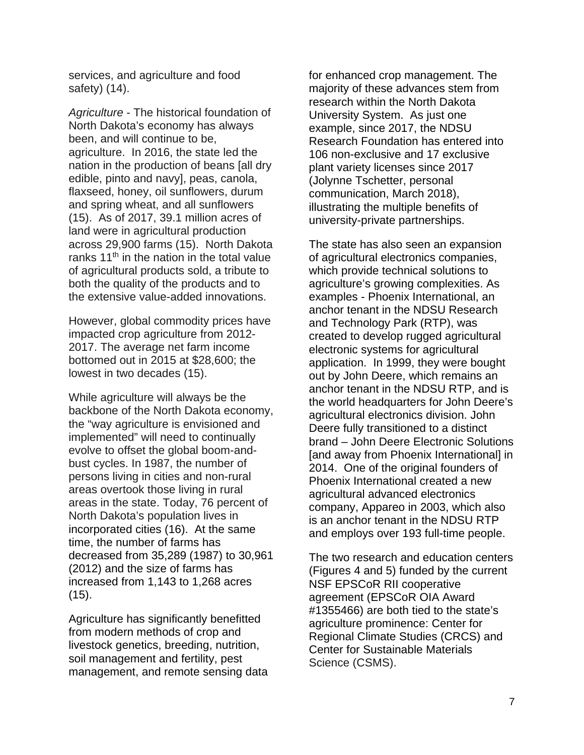services, and agriculture and food safety) (14).

*Agriculture* - The historical foundation of North Dakota's economy has always been, and will continue to be, agriculture. In 2016, the state led the nation in the production of beans [all dry edible, pinto and navy], peas, canola, flaxseed, honey, oil sunflowers, durum and spring wheat, and all sunflowers (15). As of 2017, 39.1 million acres of land were in agricultural production across 29,900 farms (15). North Dakota ranks 11th in the nation in the total value of agricultural products sold, a tribute to both the quality of the products and to the extensive value-added innovations.

However, global commodity prices have impacted crop agriculture from 2012-2017. The average net farm income bottomed out in 2015 at $28,600; the lowest in two decades (15).

While agriculture will always be the backbone of the North Dakota economy, the "way agriculture is envisioned and implemented" will need to continually evolve to offset the global boom-and-bust cycles. In 1987, the number of persons living in cities and non-rural areas overtook those living in rural areas in the state. Today, 76 percent of North Dakota's population lives in incorporated cities (16). At the same time, the number of farms has decreased from 35,289 (1987) to 30,961 (2012) and the size of farms has increased from 1,143 to 1,268 acres (15).

Agriculture has significantly benefitted from modern methods of crop and livestock genetics, breeding, nutrition, soil management and fertility, pest management, and remote sensing data for enhanced crop management. The majority of these advances stem from research within the North Dakota University System. As just one example, since 2017, the NDSU Research Foundation has entered into 106 non-exclusive and 17 exclusive plant variety licenses since 2017 (Jolynne Tschetter, personal communication, March 2018), illustrating the multiple benefits of university-private partnerships.

The state has also seen an expansion of agricultural electronics companies, which provide technical solutions to agriculture's growing complexities. As examples - Phoenix International, an anchor tenant in the NDSU Research and Technology Park (RTP), was created to develop rugged agricultural electronic systems for agricultural application. In 1999, they were bought out by John Deere, which remains an anchor tenant in the NDSU RTP, and is the world headquarters for John Deere's agricultural electronics division. John Deere fully transitioned to a distinct brand – John Deere Electronic Solutions [and away from Phoenix International] in 2014. One of the original founders of Phoenix International created a new agricultural advanced electronics company, Appareo in 2003, which also is an anchor tenant in the NDSU RTP and employs over 193 full-time people.

The two research and education centers (Figures 4 and 5) funded by the current NSF EPSCoR RII cooperative agreement (EPSCoR OIA Award #1355466) are both tied to the state's agriculture prominence: Center for Regional Climate Studies (CRCS) and Center for Sustainable Materials Science (CSMS).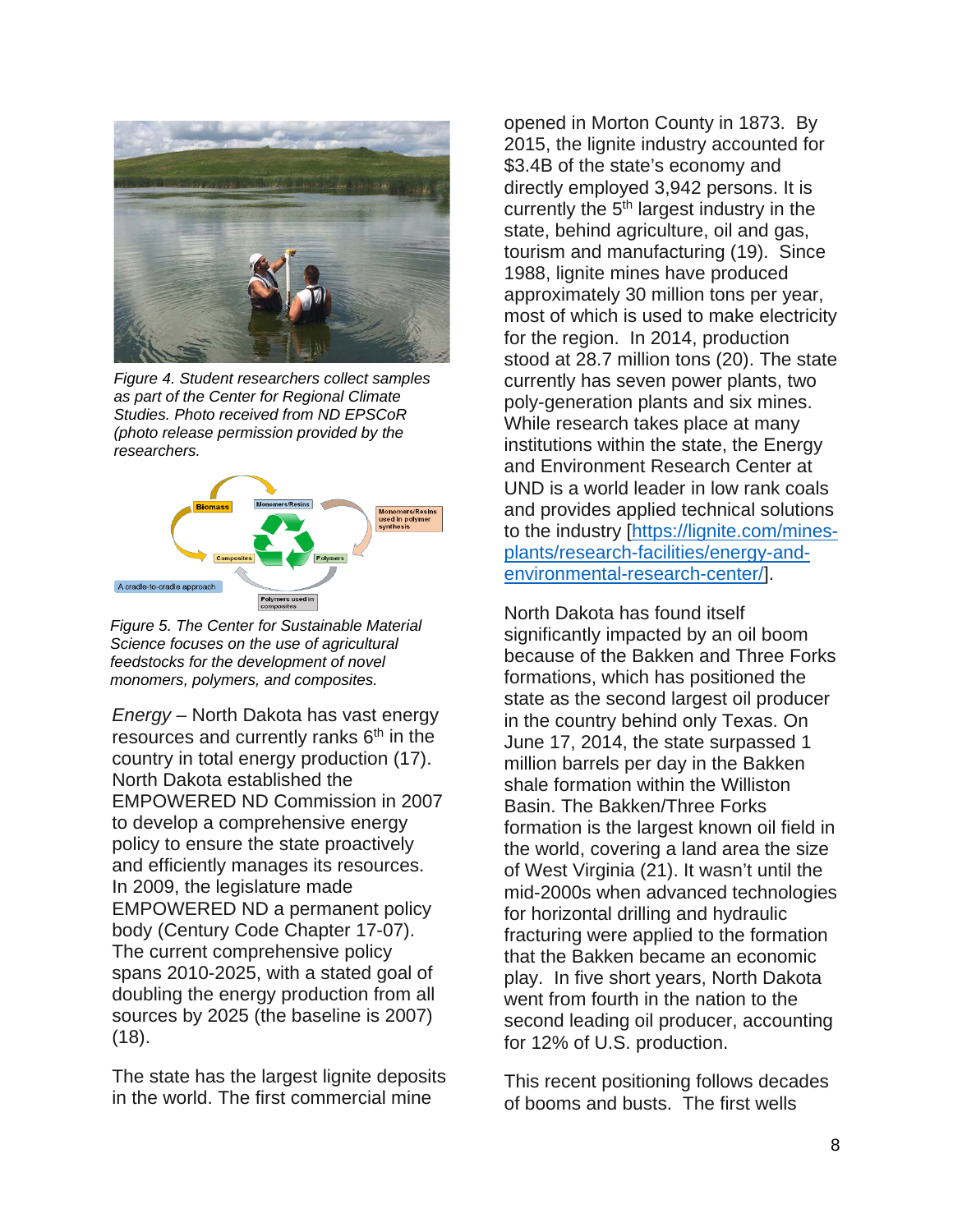*Figure 4. Student researchers collect samples as part of the Center for Regional Climate Studies. Photo received from ND EPSCoR (photo release permission provided by the researchers.*

*Figure 5. The Center for Sustainable Material Science focuses on the use of agricultural feedstocks for the development of novel monomers, polymers, and composites.*

*Energy* – North Dakota has vast energy resources and currently ranks 6th in the country in total energy production (17). North Dakota established the EMPOWERED ND Commission in 2007 to develop a comprehensive energy policy to ensure the state proactively and efficiently manages its resources. In 2009, the legislature made EMPOWERED ND a permanent policy body (Century Code Chapter 17-07). The current comprehensive policy spans 2010-2025, with a stated goal of doubling the energy production from all sources by 2025 (the baseline is 2007) (18).

The state has the largest lignite deposits in the world. The first commercial mine opened in Morton County in 1873. By 2015, the lignite industry accounted for $3.4B of the state's economy and directly employed 3,942 persons. It is currently the 5th largest industry in the state, behind agriculture, oil and gas, tourism and manufacturing (19). Since 1988, lignite mines have produced approximately 30 million tons per year, most of which is used to make electricity for the region. In 2014, production stood at 28.7 million tons (20). The state currently has seven power plants, two poly-generation plants and six mines. While research takes place at many institutions within the state, the Energy and Environment Research Center at UND is a world leader in low rank coals and provides applied technical solutions to the industry [https://lignite.com/mines-plants/research-facilities/energy-and-environmental-research-center/].

North Dakota has found itself significantly impacted by an oil boom because of the Bakken and Three Forks formations, which has positioned the state as the second largest oil producer in the country behind only Texas. On June 17, 2014, the state surpassed 1 million barrels per day in the Bakken shale formation within the Williston Basin. The Bakken/Three Forks formation is the largest known oil field in the world, covering a land area the size of West Virginia (21). It wasn't until the mid-2000s when advanced technologies for horizontal drilling and hydraulic fracturing were applied to the formation that the Bakken became an economic play. In five short years, North Dakota went from fourth in the nation to the second leading oil producer, accounting for 12% of U.S. production.

This recent positioning follows decades of booms and busts. The first wells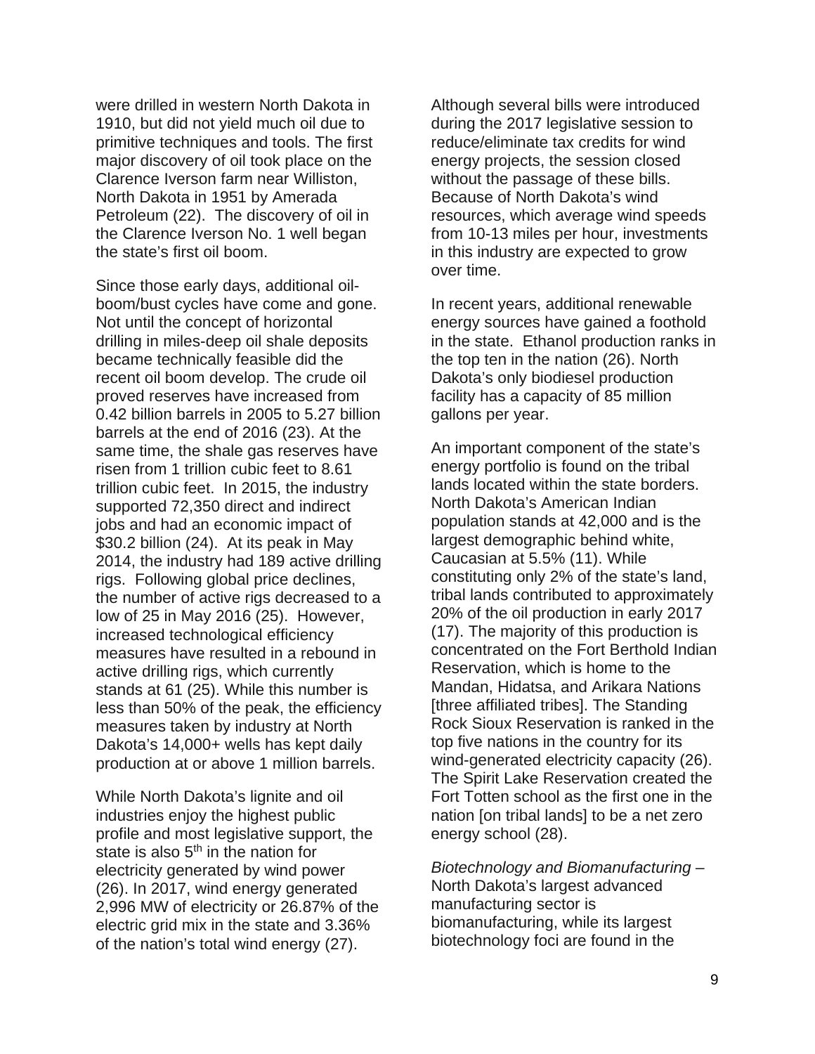were drilled in western North Dakota in 1910, but did not yield much oil due to primitive techniques and tools. The first major discovery of oil took place on the Clarence Iverson farm near Williston, North Dakota in 1951 by Amerada Petroleum (22). The discovery of oil in the Clarence Iverson No. 1 well began the state's first oil boom.

Since those early days, additional oil-boom/bust cycles have come and gone. Not until the concept of horizontal drilling in miles-deep oil shale deposits became technically feasible did the recent oil boom develop. The crude oil proved reserves have increased from 0.42 billion barrels in 2005 to 5.27 billion barrels at the end of 2016 (23). At the same time, the shale gas reserves have risen from 1 trillion cubic feet to 8.61 trillion cubic feet. In 2015, the industry supported 72,350 direct and indirect jobs and had an economic impact of $30.2 billion (24). At its peak in May 2014, the industry had 189 active drilling rigs. Following global price declines, the number of active rigs decreased to a low of 25 in May 2016 (25). However, increased technological efficiency measures have resulted in a rebound in active drilling rigs, which currently stands at 61 (25). While this number is less than 50% of the peak, the efficiency measures taken by industry at North Dakota's 14,000+ wells has kept daily production at or above 1 million barrels.

While North Dakota's lignite and oil industries enjoy the highest public profile and most legislative support, the state is also 5th in the nation for electricity generated by wind power (26). In 2017, wind energy generated 2,996 MW of electricity or 26.87% of the electric grid mix in the state and 3.36% of the nation's total wind energy (27).

Although several bills were introduced during the 2017 legislative session to reduce/eliminate tax credits for wind energy projects, the session closed without the passage of these bills. Because of North Dakota's wind resources, which average wind speeds from 10-13 miles per hour, investments in this industry are expected to grow over time.

In recent years, additional renewable energy sources have gained a foothold in the state. Ethanol production ranks in the top ten in the nation (26). North Dakota's only biodiesel production facility has a capacity of 85 million gallons per year.

An important component of the state's energy portfolio is found on the tribal lands located within the state borders. North Dakota's American Indian population stands at 42,000 and is the largest demographic behind white, Caucasian at 5.5% (11). While constituting only 2% of the state's land, tribal lands contributed to approximately 20% of the oil production in early 2017 (17). The majority of this production is concentrated on the Fort Berthold Indian Reservation, which is home to the Mandan, Hidatsa, and Arikara Nations [three affiliated tribes]. The Standing Rock Sioux Reservation is ranked in the top five nations in the country for its wind-generated electricity capacity (26). The Spirit Lake Reservation created the Fort Totten school as the first one in the nation [on tribal lands] to be a net zero energy school (28).

*Biotechnology and Biomanufacturing* – North Dakota's largest advanced manufacturing sector is biomanufacturing, while its largest biotechnology foci are found in the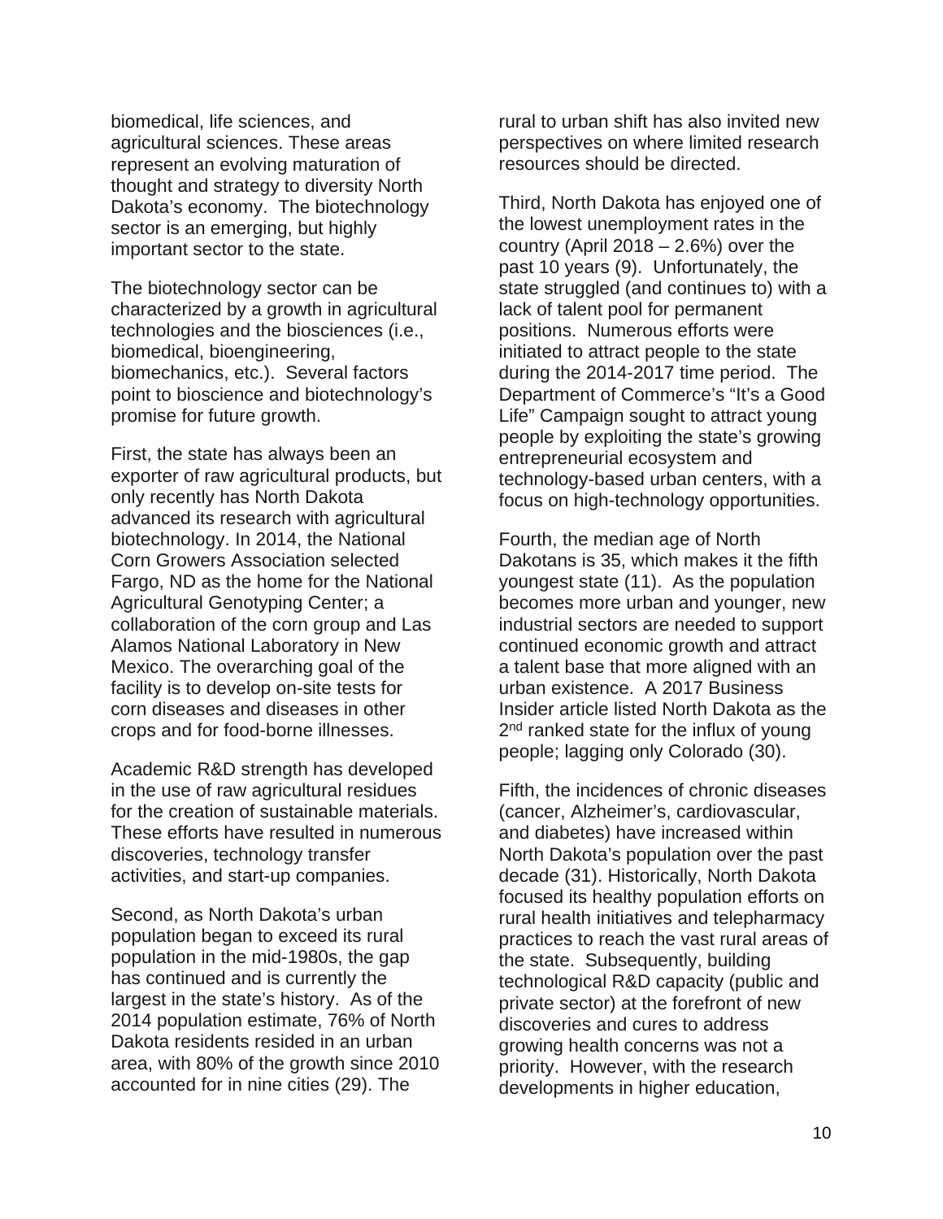biomedical, life sciences, and agricultural sciences. These areas represent an evolving maturation of thought and strategy to diversity North Dakota's economy. The biotechnology sector is an emerging, but highly important sector to the state.

The biotechnology sector can be characterized by a growth in agricultural technologies and the biosciences (i.e., biomedical, bioengineering, biomechanics, etc.). Several factors point to bioscience and biotechnology's promise for future growth.

First, the state has always been an exporter of raw agricultural products, but only recently has North Dakota advanced its research with agricultural biotechnology. In 2014, the National Corn Growers Association selected Fargo, ND as the home for the National Agricultural Genotyping Center; a collaboration of the corn group and Las Alamos National Laboratory in New Mexico. The overarching goal of the facility is to develop on-site tests for corn diseases and diseases in other crops and for food-borne illnesses.

Academic R&D strength has developed in the use of raw agricultural residues for the creation of sustainable materials. These efforts have resulted in numerous discoveries, technology transfer activities, and start-up companies.

Second, as North Dakota's urban population began to exceed its rural population in the mid-1980s, the gap has continued and is currently the largest in the state's history. As of the 2014 population estimate, 76% of North Dakota residents resided in an urban area, with 80% of the growth since 2010 accounted for in nine cities (29). The rural to urban shift has also invited new perspectives on where limited research resources should be directed.

Third, North Dakota has enjoyed one of the lowest unemployment rates in the country (April 2018 – 2.6%) over the past 10 years (9). Unfortunately, the state struggled (and continues to) with a lack of talent pool for permanent positions. Numerous efforts were initiated to attract people to the state during the 2014-2017 time period. The Department of Commerce's "It's a Good Life" Campaign sought to attract young people by exploiting the state's growing entrepreneurial ecosystem and technology-based urban centers, with a focus on high-technology opportunities.

Fourth, the median age of North Dakotans is 35, which makes it the fifth youngest state (11). As the population becomes more urban and younger, new industrial sectors are needed to support continued economic growth and attract a talent base that more aligned with an urban existence. A 2017 Business Insider article listed North Dakota as the 2nd ranked state for the influx of young people; lagging only Colorado (30).

Fifth, the incidences of chronic diseases (cancer, Alzheimer's, cardiovascular, and diabetes) have increased within North Dakota's population over the past decade (31). Historically, North Dakota focused its healthy population efforts on rural health initiatives and telepharmacy practices to reach the vast rural areas of the state. Subsequently, building technological R&D capacity (public and private sector) at the forefront of new discoveries and cures to address growing health concerns was not a priority. However, with the research developments in higher education,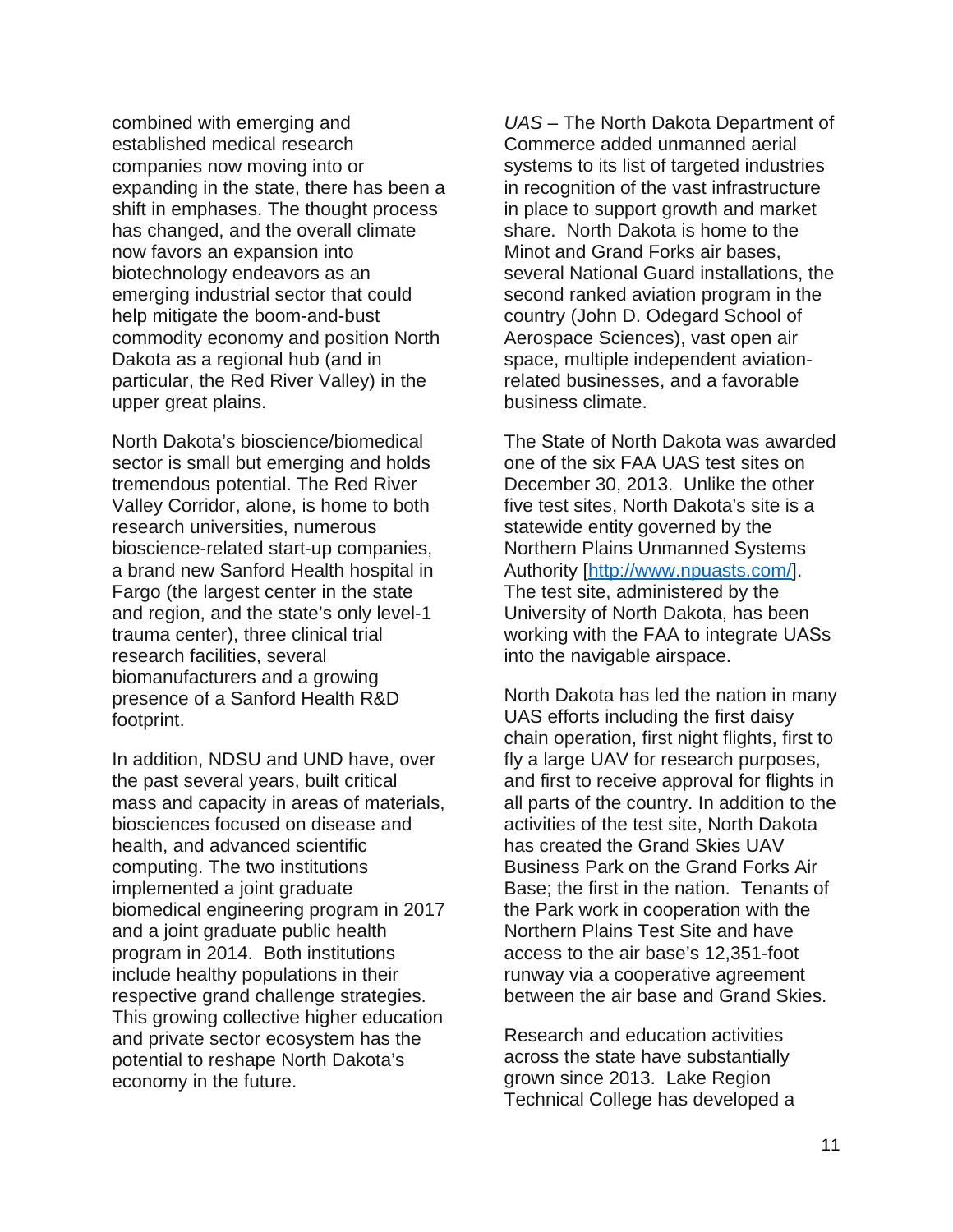combined with emerging and established medical research companies now moving into or expanding in the state, there has been a shift in emphases. The thought process has changed, and the overall climate now favors an expansion into biotechnology endeavors as an emerging industrial sector that could help mitigate the boom-and-bust commodity economy and position North Dakota as a regional hub (and in particular, the Red River Valley) in the upper great plains.

North Dakota's bioscience/biomedical sector is small but emerging and holds tremendous potential. The Red River Valley Corridor, alone, is home to both research universities, numerous bioscience-related start-up companies, a brand new Sanford Health hospital in Fargo (the largest center in the state and region, and the state's only level-1 trauma center), three clinical trial research facilities, several biomanufacturers and a growing presence of a Sanford Health R&D footprint.

In addition, NDSU and UND have, over the past several years, built critical mass and capacity in areas of materials, biosciences focused on disease and health, and advanced scientific computing. The two institutions implemented a joint graduate biomedical engineering program in 2017 and a joint graduate public health program in 2014. Both institutions include healthy populations in their respective grand challenge strategies. This growing collective higher education and private sector ecosystem has the potential to reshape North Dakota's economy in the future.

*UAS* – The North Dakota Department of Commerce added unmanned aerial systems to its list of targeted industries in recognition of the vast infrastructure in place to support growth and market share. North Dakota is home to the Minot and Grand Forks air bases, several National Guard installations, the second ranked aviation program in the country (John D. Odegard School of Aerospace Sciences), vast open air space, multiple independent aviation-related businesses, and a favorable business climate.

The State of North Dakota was awarded one of the six FAA UAS test sites on December 30, 2013. Unlike the other five test sites, North Dakota's site is a statewide entity governed by the Northern Plains Unmanned Systems Authority [http://www.npuasts.com/]. The test site, administered by the University of North Dakota, has been working with the FAA to integrate UASs into the navigable airspace.

North Dakota has led the nation in many UAS efforts including the first daisy chain operation, first night flights, first to fly a large UAV for research purposes, and first to receive approval for flights in all parts of the country. In addition to the activities of the test site, North Dakota has created the Grand Skies UAV Business Park on the Grand Forks Air Base; the first in the nation. Tenants of the Park work in cooperation with the Northern Plains Test Site and have access to the air base's 12,351-foot runway via a cooperative agreement between the air base and Grand Skies.

Research and education activities across the state have substantially grown since 2013. Lake Region Technical College has developed a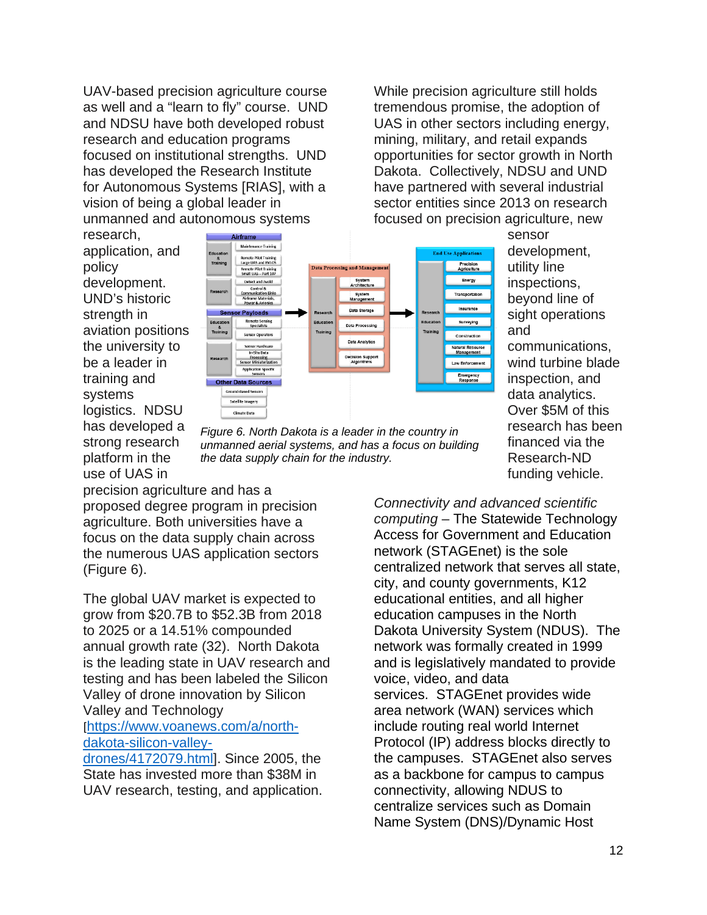UAV-based precision agriculture course as well and a "learn to fly" course. UND and NDSU have both developed robust research and education programs focused on institutional strengths. UND has developed the Research Institute for Autonomous Systems [RIAS], with a vision of being a global leader in unmanned and autonomous systems research, application, and policy development. UND's historic strength in aviation positions the university to be a leader in training and systems logistics. NDSU has developed a strong research platform in the use of UAS in precision agriculture and has a proposed degree program in precision agriculture. Both universities have a focus on the data supply chain across the numerous UAS application sectors (Figure 6).

*Figure 6. North Dakota is a leader in the country in unmanned aerial systems, and has a focus on building the data supply chain for the industry.*

The global UAV market is expected to grow from $20.7B to $52.3B from 2018 to 2025 or a 14.51% compounded annual growth rate (32). North Dakota is the leading state in UAV research and testing and has been labeled the Silicon Valley of drone innovation by Silicon Valley and Technology [https://www.voanews.com/a/north-dakota-silicon-valley-drones/4172079.html]. Since 2005, the State has invested more than $38M in UAV research, testing, and application.

While precision agriculture still holds tremendous promise, the adoption of UAS in other sectors including energy, mining, military, and retail expands opportunities for sector growth in North Dakota. Collectively, NDSU and UND have partnered with several industrial sector entities since 2013 on research focused on precision agriculture, new sensor development, utility line inspections, beyond line of sight operations and communications, wind turbine blade inspection, and data analytics. Over $5M of this research has been financed via the Research-ND funding vehicle.

*Connectivity and advanced scientific computing* – The Statewide Technology Access for Government and Education network (STAGEnet) is the sole centralized network that serves all state, city, and county governments, K12 educational entities, and all higher education campuses in the North Dakota University System (NDUS). The network was formally created in 1999 and is legislatively mandated to provide voice, video, and data services. STAGEnet provides wide area network (WAN) services which include routing real world Internet Protocol (IP) address blocks directly to the campuses. STAGEnet also serves as a backbone for campus to campus connectivity, allowing NDUS to centralize services such as Domain Name System (DNS)/Dynamic Host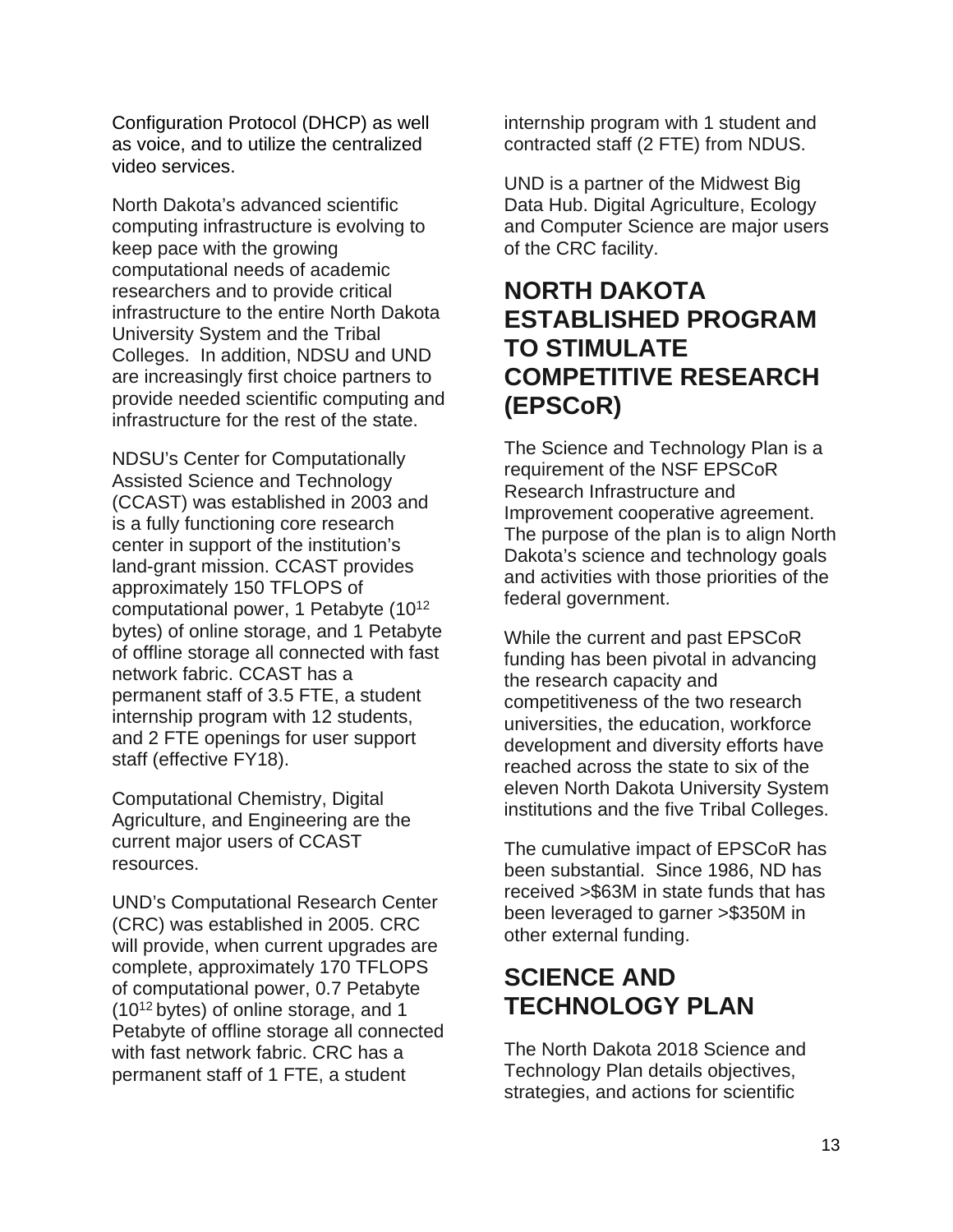Configuration Protocol (DHCP) as well as voice, and to utilize the centralized video services.

North Dakota's advanced scientific computing infrastructure is evolving to keep pace with the growing computational needs of academic researchers and to provide critical infrastructure to the entire North Dakota University System and the Tribal Colleges. In addition, NDSU and UND are increasingly first choice partners to provide needed scientific computing and infrastructure for the rest of the state.

NDSU's Center for Computationally Assisted Science and Technology (CCAST) was established in 2003 and is a fully functioning core research center in support of the institution's land-grant mission. CCAST provides approximately 150 TFLOPS of computational power, 1 Petabyte ($10^{12}$ bytes) of online storage, and 1 Petabyte of offline storage all connected with fast network fabric. CCAST has a permanent staff of 3.5 FTE, a student internship program with 12 students, and 2 FTE openings for user support staff (effective FY18).

Computational Chemistry, Digital Agriculture, and Engineering are the current major users of CCAST resources.

UND's Computational Research Center (CRC) was established in 2005. CRC will provide, when current upgrades are complete, approximately 170 TFLOPS of computational power, 0.7 Petabyte ($10^{12}$ bytes) of online storage, and 1 Petabyte of offline storage all connected with fast network fabric. CRC has a permanent staff of 1 FTE, a student internship program with 1 student and contracted staff (2 FTE) from NDUS.

UND is a partner of the Midwest Big Data Hub. Digital Agriculture, Ecology and Computer Science are major users of the CRC facility.

## NORTH DAKOTA ESTABLISHED PROGRAM TO STIMULATE COMPETITIVE RESEARCH (EPSCoR)

The Science and Technology Plan is a requirement of the NSF EPSCoR Research Infrastructure and Improvement cooperative agreement. The purpose of the plan is to align North Dakota's science and technology goals and activities with those priorities of the federal government.

While the current and past EPSCoR funding has been pivotal in advancing the research capacity and competitiveness of the two research universities, the education, workforce development and diversity efforts have reached across the state to six of the eleven North Dakota University System institutions and the five Tribal Colleges.

The cumulative impact of EPSCoR has been substantial. Since 1986, ND has received >$63M in state funds that has been leveraged to garner >$350M in other external funding.

## SCIENCE AND TECHNOLOGY PLAN

The North Dakota 2018 Science and Technology Plan details objectives, strategies, and actions for scientific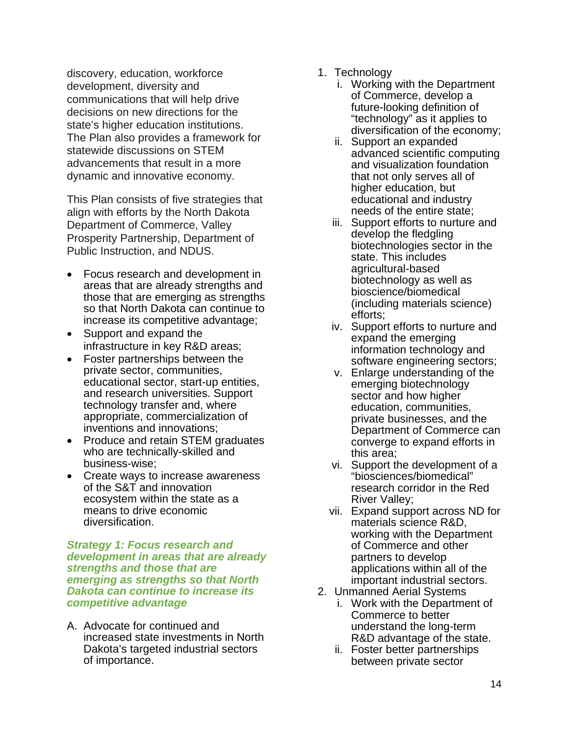discovery, education, workforce development, diversity and communications that will help drive decisions on new directions for the state's higher education institutions. The Plan also provides a framework for statewide discussions on STEM advancements that result in a more dynamic and innovative economy.

This Plan consists of five strategies that align with efforts by the North Dakota Department of Commerce, Valley Prosperity Partnership, Department of Public Instruction, and NDUS.

- Focus research and development in areas that are already strengths and those that are emerging as strengths so that North Dakota can continue to increase its competitive advantage;
- Support and expand the infrastructure in key R&D areas;
- Foster partnerships between the private sector, communities, educational sector, start-up entities, and research universities. Support technology transfer and, where appropriate, commercialization of inventions and innovations;
- Produce and retain STEM graduates who are technically-skilled and business-wise;
- Create ways to increase awareness of the S&T and innovation ecosystem within the state as a means to drive economic diversification.

***Strategy 1: Focus research and development in areas that are already strengths and those that are emerging as strengths so that North Dakota can continue to increase its competitive advantage***

A. Advocate for continued and increased state investments in North Dakota's targeted industrial sectors of importance.

1. Technology
   i. Working with the Department of Commerce, develop a future-looking definition of "technology" as it applies to diversification of the economy;
   ii. Support an expanded advanced scientific computing and visualization foundation that not only serves all of higher education, but educational and industry needs of the entire state;
   iii. Support efforts to nurture and develop the fledgling biotechnologies sector in the state. This includes agricultural-based biotechnology as well as bioscience/biomedical (including materials science) efforts;
   iv. Support efforts to nurture and expand the emerging information technology and software engineering sectors;
   v. Enlarge understanding of the emerging biotechnology sector and how higher education, communities, private businesses, and the Department of Commerce can converge to expand efforts in this area;
   vi. Support the development of a "biosciences/biomedical" research corridor in the Red River Valley;
   vii. Expand support across ND for materials science R&D, working with the Department of Commerce and other partners to develop applications within all of the important industrial sectors.
2. Unmanned Aerial Systems
   i. Work with the Department of Commerce to better understand the long-term R&D advantage of the state.
   ii. Foster better partnerships between private sector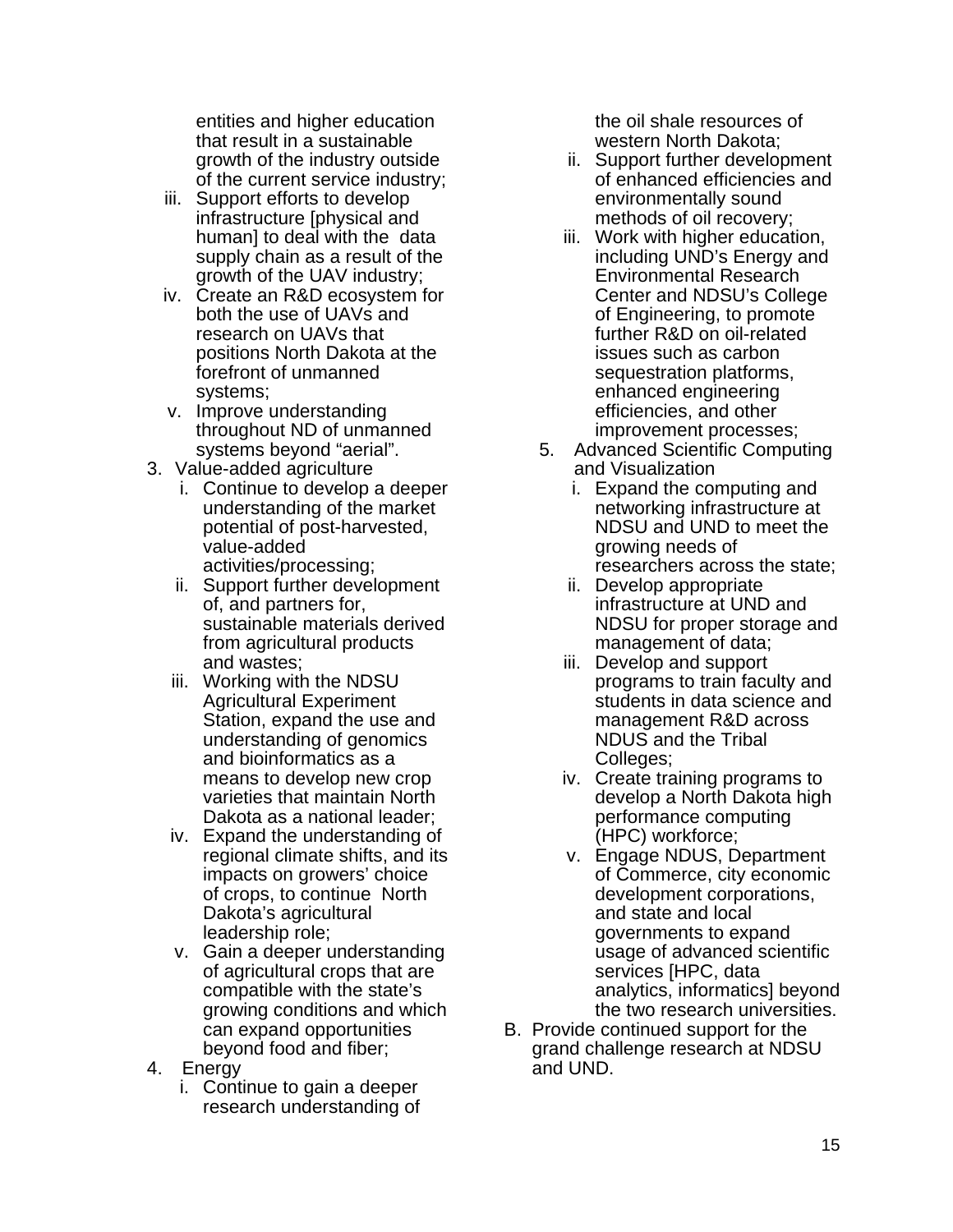entities and higher education that result in a sustainable growth of the industry outside of the current service industry;

   iii. Support efforts to develop infrastructure [physical and human] to deal with the data supply chain as a result of the growth of the UAV industry;
   iv. Create an R&D ecosystem for both the use of UAVs and research on UAVs that positions North Dakota at the forefront of unmanned systems;
   v. Improve understanding throughout ND of unmanned systems beyond "aerial".

3. Value-added agriculture
   i. Continue to develop a deeper understanding of the market potential of post-harvested, value-added activities/processing;
   ii. Support further development of, and partners for, sustainable materials derived from agricultural products and wastes;
   iii. Working with the NDSU Agricultural Experiment Station, expand the use and understanding of genomics and bioinformatics as a means to develop new crop varieties that maintain North Dakota as a national leader;
   iv. Expand the understanding of regional climate shifts, and its impacts on growers' choice of crops, to continue North Dakota's agricultural leadership role;
   v. Gain a deeper understanding of agricultural crops that are compatible with the state's growing conditions and which can expand opportunities beyond food and fiber;

4. Energy
   i. Continue to gain a deeper research understanding of the oil shale resources of western North Dakota;
   ii. Support further development of enhanced efficiencies and environmentally sound methods of oil recovery;
   iii. Work with higher education, including UND's Energy and Environmental Research Center and NDSU's College of Engineering, to promote further R&D on oil-related issues such as carbon sequestration platforms, enhanced engineering efficiencies, and other improvement processes;

5. Advanced Scientific Computing and Visualization
   i. Expand the computing and networking infrastructure at NDSU and UND to meet the growing needs of researchers across the state;
   ii. Develop appropriate infrastructure at UND and NDSU for proper storage and management of data;
   iii. Develop and support programs to train faculty and students in data science and management R&D across NDUS and the Tribal Colleges;
   iv. Create training programs to develop a North Dakota high performance computing (HPC) workforce;
   v. Engage NDUS, Department of Commerce, city economic development corporations, and state and local governments to expand usage of advanced scientific services [HPC, data analytics, informatics] beyond the two research universities.

B. Provide continued support for the grand challenge research at NDSU and UND.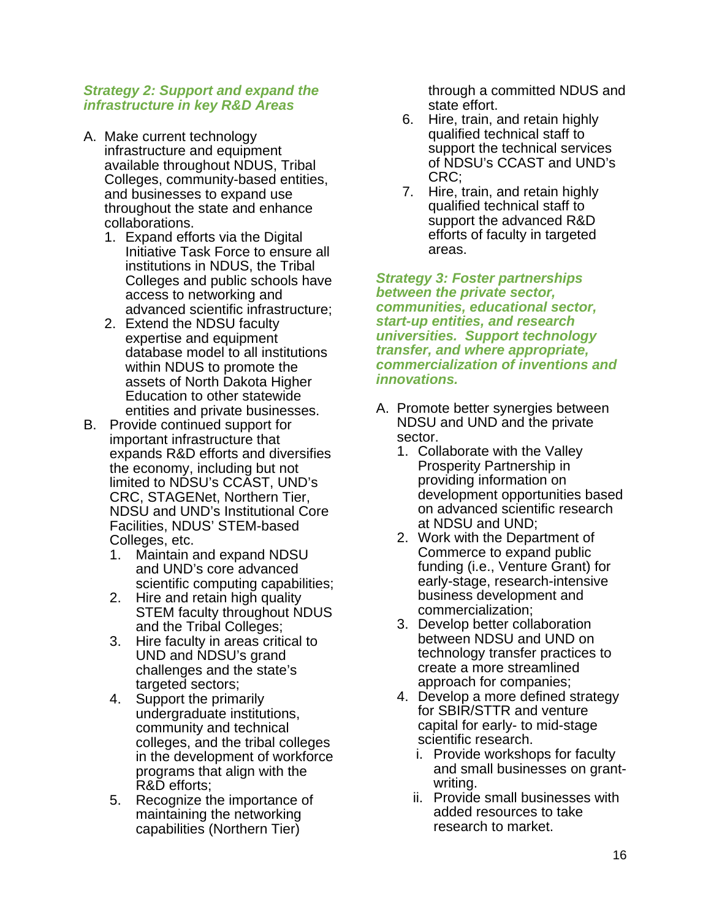***Strategy 2: Support and expand the infrastructure in key R&D Areas***

A. Make current technology infrastructure and equipment available throughout NDUS, Tribal Colleges, community-based entities, and businesses to expand use throughout the state and enhance collaborations.
   1. Expand efforts via the Digital Initiative Task Force to ensure all institutions in NDUS, the Tribal Colleges and public schools have access to networking and advanced scientific infrastructure;
   2. Extend the NDSU faculty expertise and equipment database model to all institutions within NDUS to promote the assets of North Dakota Higher Education to other statewide entities and private businesses.

B. Provide continued support for important infrastructure that expands R&D efforts and diversifies the economy, including but not limited to NDSU's CCAST, UND's CRC, STAGENet, Northern Tier, NDSU and UND's Institutional Core Facilities, NDUS' STEM-based Colleges, etc.
   1. Maintain and expand NDSU and UND's core advanced scientific computing capabilities;
   2. Hire and retain high quality STEM faculty throughout NDUS and the Tribal Colleges;
   3. Hire faculty in areas critical to UND and NDSU's grand challenges and the state's targeted sectors;
   4. Support the primarily undergraduate institutions, community and technical colleges, and the tribal colleges in the development of workforce programs that align with the R&D efforts;
   5. Recognize the importance of maintaining the networking capabilities (Northern Tier) through a committed NDUS and state effort.
   6. Hire, train, and retain highly qualified technical staff to support the technical services of NDSU's CCAST and UND's CRC;
   7. Hire, train, and retain highly qualified technical staff to support the advanced R&D efforts of faculty in targeted areas.

***Strategy 3: Foster partnerships between the private sector, communities, educational sector, start-up entities, and research universities. Support technology transfer, and where appropriate, commercialization of inventions and innovations.***

A. Promote better synergies between NDSU and UND and the private sector.
   1. Collaborate with the Valley Prosperity Partnership in providing information on development opportunities based on advanced scientific research at NDSU and UND;
   2. Work with the Department of Commerce to expand public funding (i.e., Venture Grant) for early-stage, research-intensive business development and commercialization;
   3. Develop better collaboration between NDSU and UND on technology transfer practices to create a more streamlined approach for companies;
   4. Develop a more defined strategy for SBIR/STTR and venture capital for early- to mid-stage scientific research.
      i. Provide workshops for faculty and small businesses on grant-writing.
      ii. Provide small businesses with added resources to take research to market.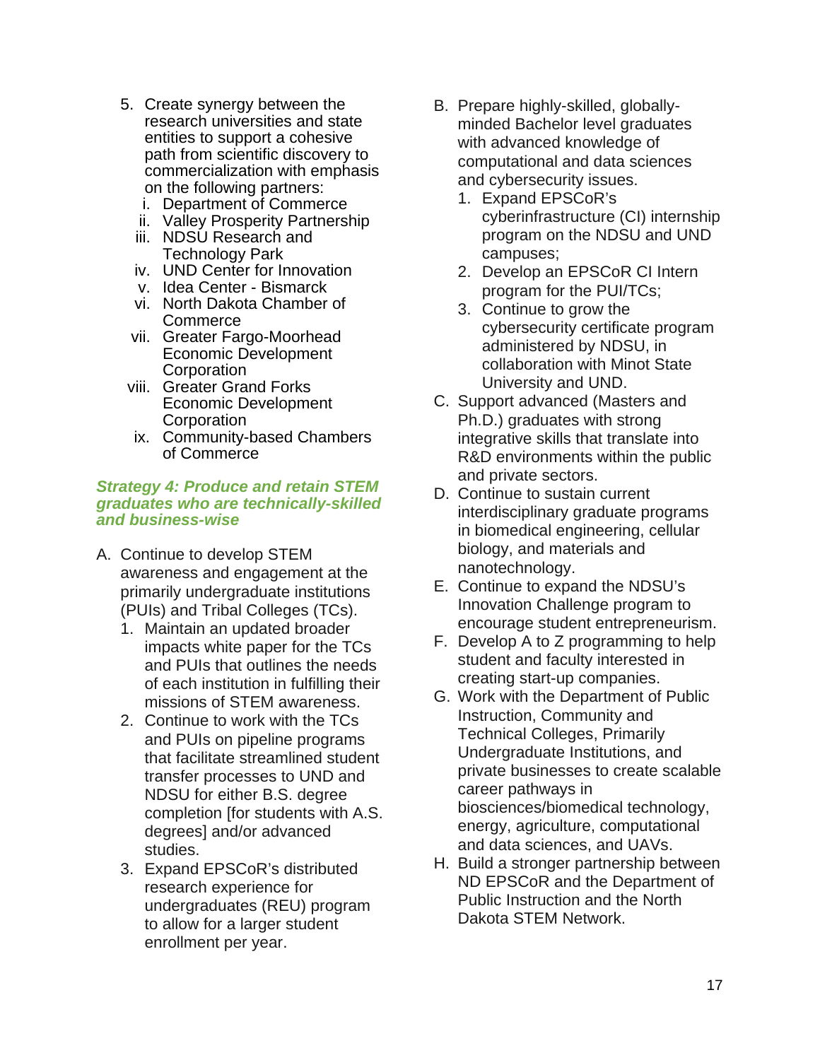5. Create synergy between the research universities and state entities to support a cohesive path from scientific discovery to commercialization with emphasis on the following partners:
   i. Department of Commerce
   ii. Valley Prosperity Partnership
   iii. NDSU Research and Technology Park
   iv. UND Center for Innovation
   v. Idea Center - Bismarck
   vi. North Dakota Chamber of Commerce
   vii. Greater Fargo-Moorhead Economic Development Corporation
   viii. Greater Grand Forks Economic Development Corporation
   ix. Community-based Chambers of Commerce

***Strategy 4: Produce and retain STEM graduates who are technically-skilled and business-wise***

A. Continue to develop STEM awareness and engagement at the primarily undergraduate institutions (PUIs) and Tribal Colleges (TCs).
   1. Maintain an updated broader impacts white paper for the TCs and PUIs that outlines the needs of each institution in fulfilling their missions of STEM awareness.
   2. Continue to work with the TCs and PUIs on pipeline programs that facilitate streamlined student transfer processes to UND and NDSU for either B.S. degree completion [for students with A.S. degrees] and/or advanced studies.
   3. Expand EPSCoR's distributed research experience for undergraduates (REU) program to allow for a larger student enrollment per year.

B. Prepare highly-skilled, globally-minded Bachelor level graduates with advanced knowledge of computational and data sciences and cybersecurity issues.
   1. Expand EPSCoR's cyberinfrastructure (CI) internship program on the NDSU and UND campuses;
   2. Develop an EPSCoR CI Intern program for the PUI/TCs;
   3. Continue to grow the cybersecurity certificate program administered by NDSU, in collaboration with Minot State University and UND.

C. Support advanced (Masters and Ph.D.) graduates with strong integrative skills that translate into R&D environments within the public and private sectors.

D. Continue to sustain current interdisciplinary graduate programs in biomedical engineering, cellular biology, and materials and nanotechnology.

E. Continue to expand the NDSU's Innovation Challenge program to encourage student entrepreneurism.

F. Develop A to Z programming to help student and faculty interested in creating start-up companies.

G. Work with the Department of Public Instruction, Community and Technical Colleges, Primarily Undergraduate Institutions, and private businesses to create scalable career pathways in biosciences/biomedical technology, energy, agriculture, computational and data sciences, and UAVs.

H. Build a stronger partnership between ND EPSCoR and the Department of Public Instruction and the North Dakota STEM Network.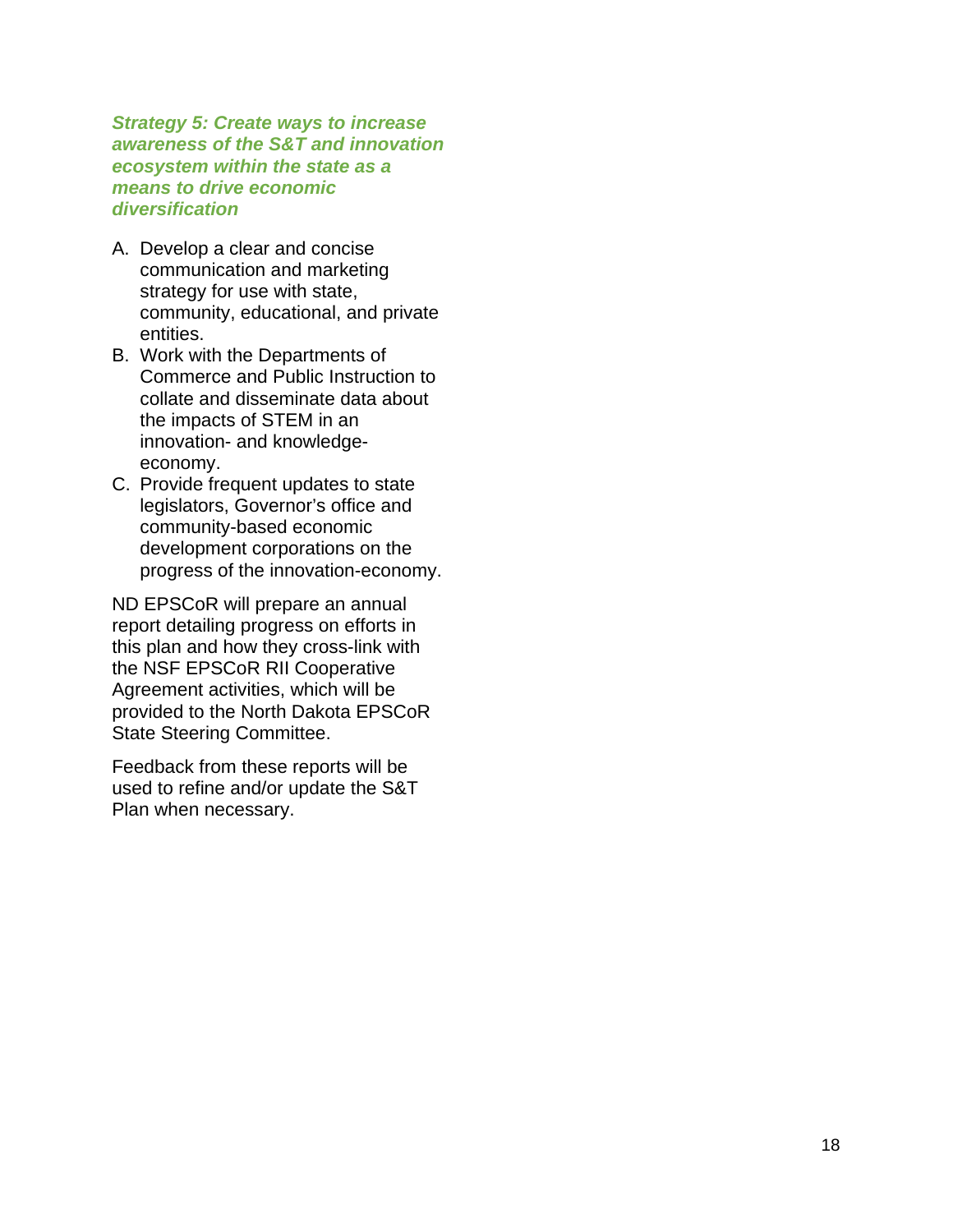### *Strategy 5: Create ways to increase awareness of the S&T and innovation ecosystem within the state as a means to drive economic diversification*

A. Develop a clear and concise communication and marketing strategy for use with state, community, educational, and private entities.
B. Work with the Departments of Commerce and Public Instruction to collate and disseminate data about the impacts of STEM in an innovation- and knowledge-economy.
C. Provide frequent updates to state legislators, Governor's office and community-based economic development corporations on the progress of the innovation-economy.

ND EPSCoR will prepare an annual report detailing progress on efforts in this plan and how they cross-link with the NSF EPSCoR RII Cooperative Agreement activities, which will be provided to the North Dakota EPSCoR State Steering Committee.

Feedback from these reports will be used to refine and/or update the S&T Plan when necessary.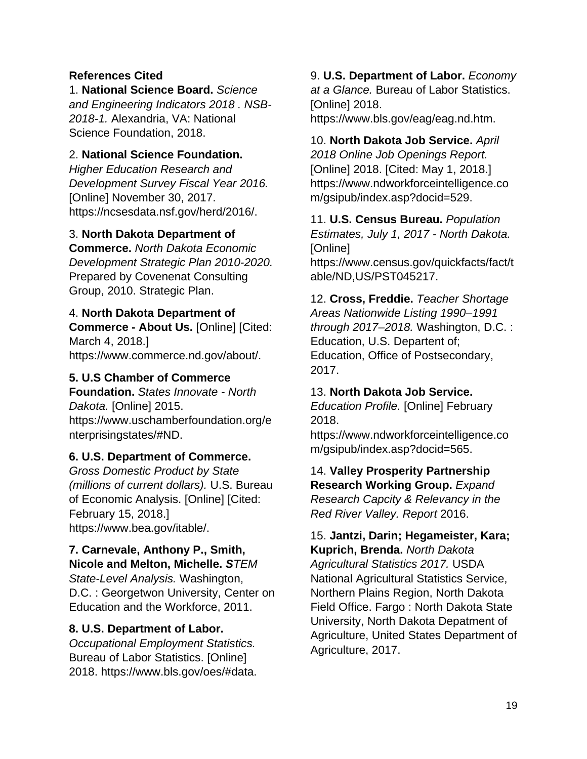**References Cited**

1. **National Science Board.** *Science and Engineering Indicators 2018 . NSB-2018-1.* Alexandria, VA: National Science Foundation, 2018.

2. **National Science Foundation.** *Higher Education Research and Development Survey Fiscal Year 2016.* [Online] November 30, 2017. https://ncsesdata.nsf.gov/herd/2016/.

3. **North Dakota Department of Commerce.** *North Dakota Economic Development Strategic Plan 2010-2020.* Prepared by Covenenat Consulting Group, 2010. Strategic Plan.

4. **North Dakota Department of Commerce - About Us.** [Online] [Cited: March 4, 2018.] https://www.commerce.nd.gov/about/.

**5. U.S Chamber of Commerce Foundation.** *States Innovate - North Dakota.* [Online] 2015. https://www.uschamberfoundation.org/enterprisingstates/#ND.

**6. U.S. Department of Commerce.** *Gross Domestic Product by State (millions of current dollars).* U.S. Bureau of Economic Analysis. [Online] [Cited: February 15, 2018.] https://www.bea.gov/itable/.

**7. Carnevale, Anthony P., Smith, Nicole and Melton, Michelle. *S***​*TEM State-Level Analysis.* Washington, D.C. : Georgetwon University, Center on Education and the Workforce, 2011.

**8. U.S. Department of Labor.** *Occupational Employment Statistics.* Bureau of Labor Statistics. [Online] 2018. https://www.bls.gov/oes/#data.

9. **U.S. Department of Labor.** *Economy at a Glance.* Bureau of Labor Statistics. [Online] 2018. https://www.bls.gov/eag/eag.nd.htm.

10. **North Dakota Job Service.** *April 2018 Online Job Openings Report.* [Online] 2018. [Cited: May 1, 2018.] https://www.ndworkforceintelligence.com/gsipub/index.asp?docid=529.

11. **U.S. Census Bureau.** *Population Estimates, July 1, 2017 - North Dakota.* [Online] https://www.census.gov/quickfacts/fact/table/ND,US/PST045217.

12. **Cross, Freddie.** *Teacher Shortage Areas Nationwide Listing 1990–1991 through 2017–2018.* Washington, D.C. : Education, U.S. Departent of; Education, Office of Postsecondary, 2017.

13. **North Dakota Job Service.** *Education Profile.* [Online] February 2018. https://www.ndworkforceintelligence.com/gsipub/index.asp?docid=565.

14. **Valley Prosperity Partnership Research Working Group.** *Expand Research Capcity & Relevancy in the Red River Valley. Report* 2016.

15. **Jantzi, Darin; Hegameister, Kara; Kuprich, Brenda.** *North Dakota Agricultural Statistics 2017.* USDA National Agricultural Statistics Service, Northern Plains Region, North Dakota Field Office. Fargo : North Dakota State University, North Dakota Depatment of Agriculture, United States Department of Agriculture, 2017.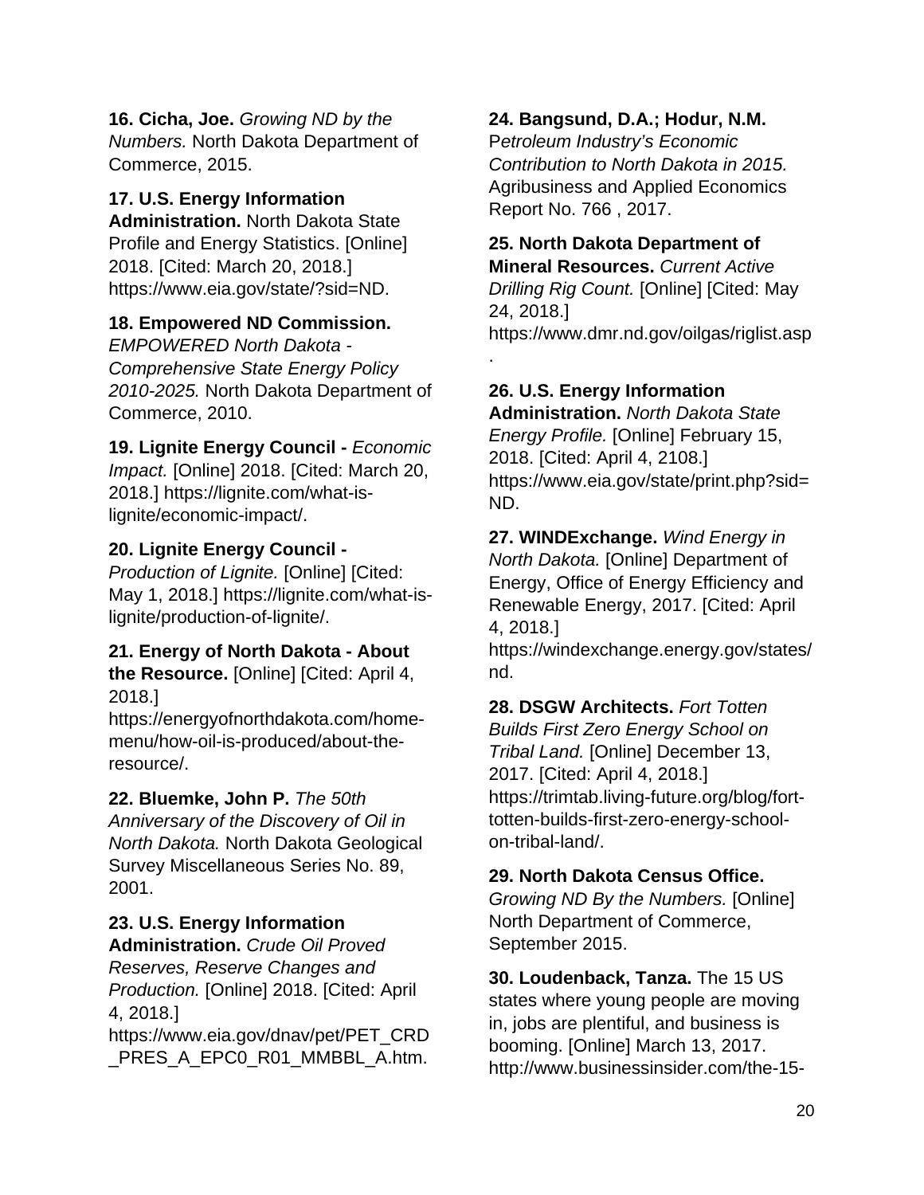**16. Cicha, Joe.** *Growing ND by the Numbers.* North Dakota Department of Commerce, 2015.

**17. U.S. Energy Information Administration.** North Dakota State Profile and Energy Statistics. [Online] 2018. [Cited: March 20, 2018.] https://www.eia.gov/state/?sid=ND.

**18. Empowered ND Commission.** *EMPOWERED North Dakota - Comprehensive State Energy Policy 2010-2025.* North Dakota Department of Commerce, 2010.

**19. Lignite Energy Council -** *Economic Impact.* [Online] 2018. [Cited: March 20, 2018.] https://lignite.com/what-is-lignite/economic-impact/.

**20. Lignite Energy Council -** *Production of Lignite.* [Online] [Cited: May 1, 2018.] https://lignite.com/what-is-lignite/production-of-lignite/.

**21. Energy of North Dakota - About the Resource.** [Online] [Cited: April 4, 2018.] https://energyofnorthdakota.com/home-menu/how-oil-is-produced/about-the-resource/.

**22. Bluemke, John P.** *The 50th Anniversary of the Discovery of Oil in North Dakota.* North Dakota Geological Survey Miscellaneous Series No. 89, 2001.

**23. U.S. Energy Information Administration.** *Crude Oil Proved Reserves, Reserve Changes and Production.* [Online] 2018. [Cited: April 4, 2018.] https://www.eia.gov/dnav/pet/PET_CRD_PRES_A_EPC0_R01_MMBBL_A.htm.

**24. Bangsund, D.A.; Hodur, N.M.** P*etroleum Industry's Economic Contribution to North Dakota in 2015.* Agribusiness and Applied Economics Report No. 766 , 2017.

**25. North Dakota Department of Mineral Resources.** *Current Active Drilling Rig Count.* [Online] [Cited: May 24, 2018.] https://www.dmr.nd.gov/oilgas/riglist.asp.

**26. U.S. Energy Information Administration.** *North Dakota State Energy Profile.* [Online] February 15, 2018. [Cited: April 4, 2108.] https://www.eia.gov/state/print.php?sid=ND.

**27. WINDExchange.** *Wind Energy in North Dakota.* [Online] Department of Energy, Office of Energy Efficiency and Renewable Energy, 2017. [Cited: April 4, 2018.] https://windexchange.energy.gov/states/nd.

**28. DSGW Architects.** *Fort Totten Builds First Zero Energy School on Tribal Land.* [Online] December 13, 2017. [Cited: April 4, 2018.] https://trimtab.living-future.org/blog/fort-totten-builds-first-zero-energy-school-on-tribal-land/.

**29. North Dakota Census Office.** *Growing ND By the Numbers.* [Online] North Department of Commerce, September 2015.

**30. Loudenback, Tanza.** The 15 US states where young people are moving in, jobs are plentiful, and business is booming. [Online] March 13, 2017. http://www.businessinsider.com/the-15-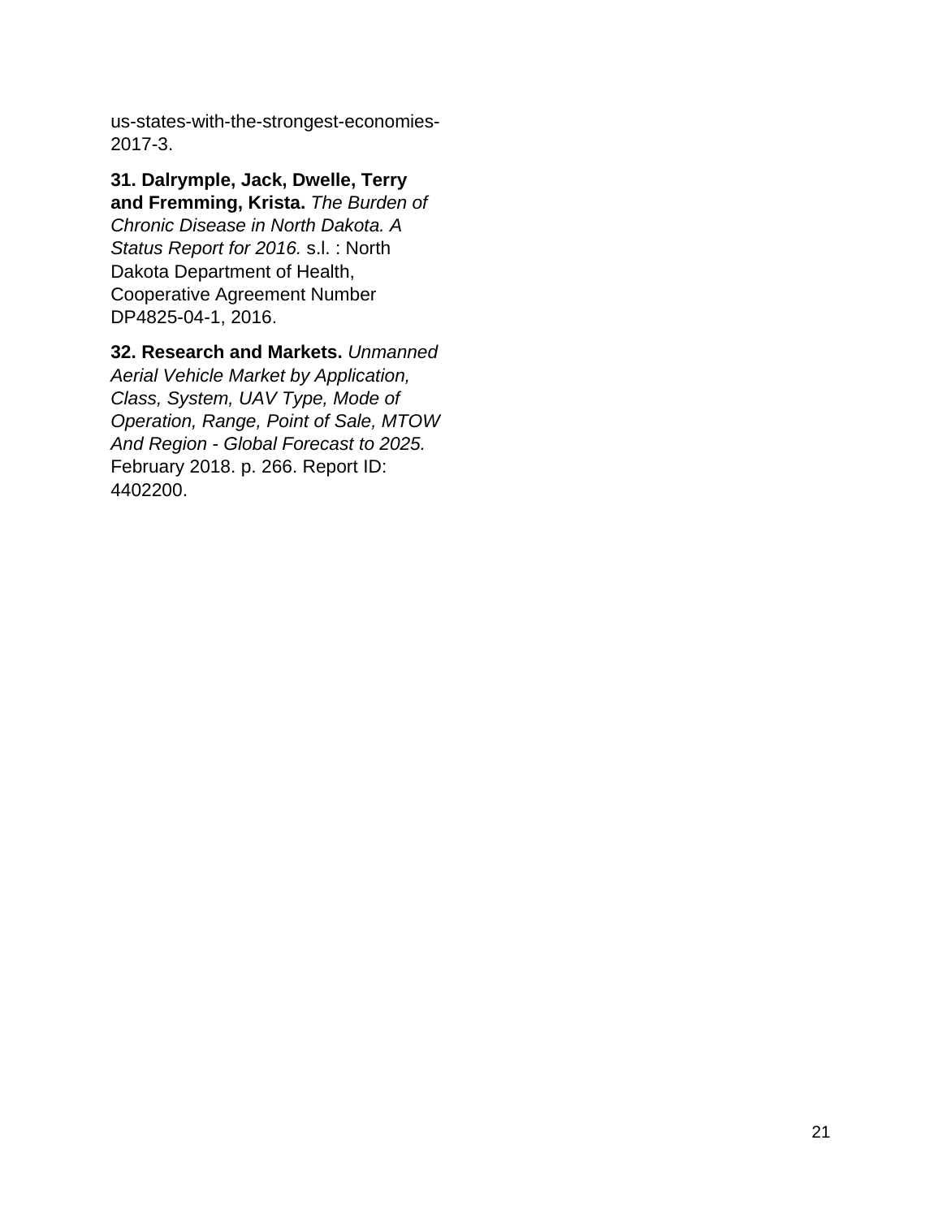us-states-with-the-strongest-economies-2017-3.

**31. Dalrymple, Jack, Dwelle, Terry and Fremming, Krista.** *The Burden of Chronic Disease in North Dakota. A Status Report for 2016.* s.l. : North Dakota Department of Health, Cooperative Agreement Number DP4825-04-1, 2016.

**32. Research and Markets.** *Unmanned Aerial Vehicle Market by Application, Class, System, UAV Type, Mode of Operation, Range, Point of Sale, MTOW And Region - Global Forecast to 2025.* February 2018. p. 266. Report ID: 4402200.